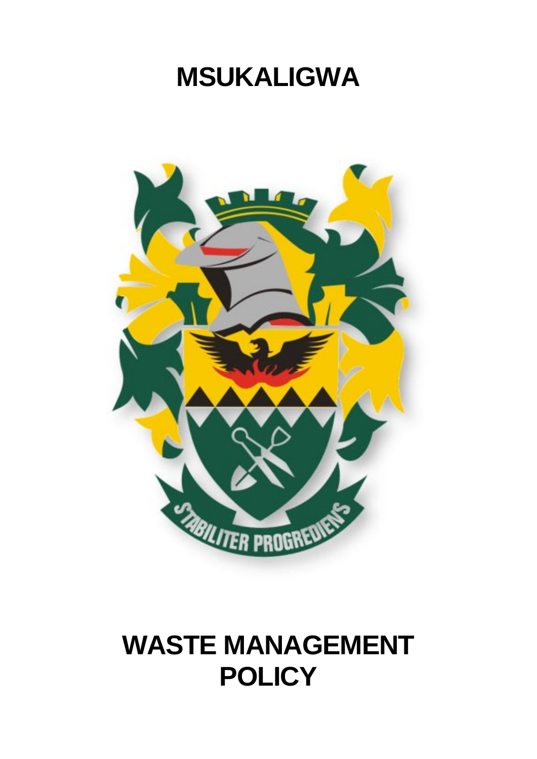# MSUKALIGWA

# WASTE MANAGEMENT POLICY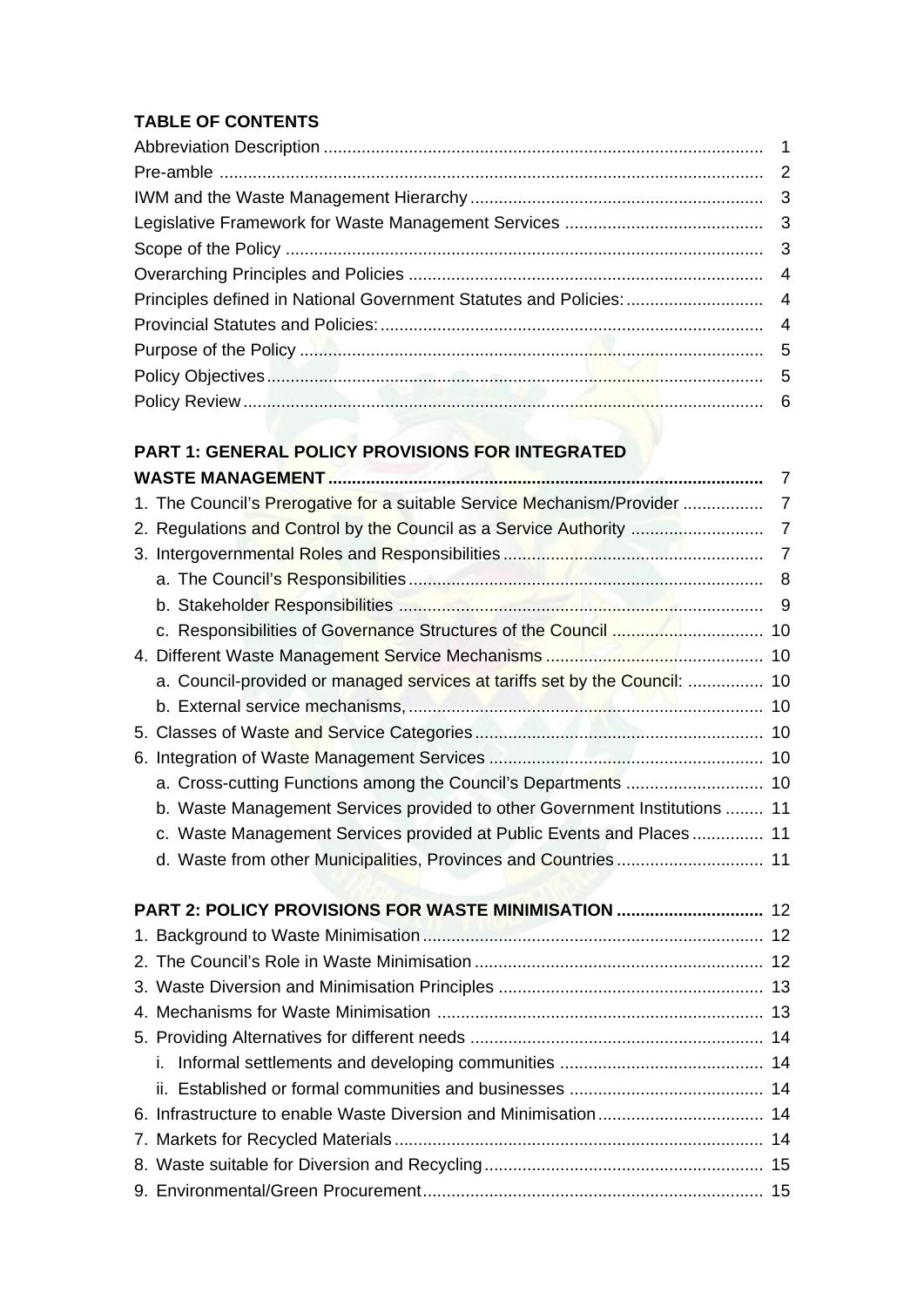## TABLE OF CONTENTS

| | |
|---|---|
| Abbreviation Description | 1 |
| Pre-amble | 2 |
| IWM and the Waste Management Hierarchy | 3 |
| Legislative Framework for Waste Management Services | 3 |
| Scope of the Policy | 3 |
| Overarching Principles and Policies | 4 |
| Principles defined in National Government Statutes and Policies: | 4 |
| Provincial Statutes and Policies: | 4 |
| Purpose of the Policy | 5 |
| Policy Objectives | 5 |
| Policy Review | 6 |
| **PART 1: GENERAL POLICY PROVISIONS FOR INTEGRATED WASTE MANAGEMENT** | **7** |
| 1. The Council's Prerogative for a suitable Service Mechanism/Provider | 7 |
| 2. Regulations and Control by the Council as a Service Authority | 7 |
| 3. Intergovernmental Roles and Responsibilities | 7 |
| a. The Council's Responsibilities | 8 |
| b. Stakeholder Responsibilities | 9 |
| c. Responsibilities of Governance Structures of the Council | 10 |
| 4. Different Waste Management Service Mechanisms | 10 |
| a. Council-provided or managed services at tariffs set by the Council: | 10 |
| b. External service mechanisms, | 10 |
| 5. Classes of Waste and Service Categories | 10 |
| 6. Integration of Waste Management Services | 10 |
| a. Cross-cutting Functions among the Council's Departments | 10 |
| b. Waste Management Services provided to other Government Institutions | 11 |
| c. Waste Management Services provided at Public Events and Places | 11 |
| d. Waste from other Municipalities, Provinces and Countries | 11 |
| **PART 2: POLICY PROVISIONS FOR WASTE MINIMISATION** | **12** |
| 1. Background to Waste Minimisation | 12 |
| 2. The Council's Role in Waste Minimisation | 12 |
| 3. Waste Diversion and Minimisation Principles | 13 |
| 4. Mechanisms for Waste Minimisation | 13 |
| 5. Providing Alternatives for different needs | 14 |
| i. Informal settlements and developing communities | 14 |
| ii. Established or formal communities and businesses | 14 |
| 6. Infrastructure to enable Waste Diversion and Minimisation | 14 |
| 7. Markets for Recycled Materials | 14 |
| 8. Waste suitable for Diversion and Recycling | 15 |
| 9. Environmental/Green Procurement | 15 |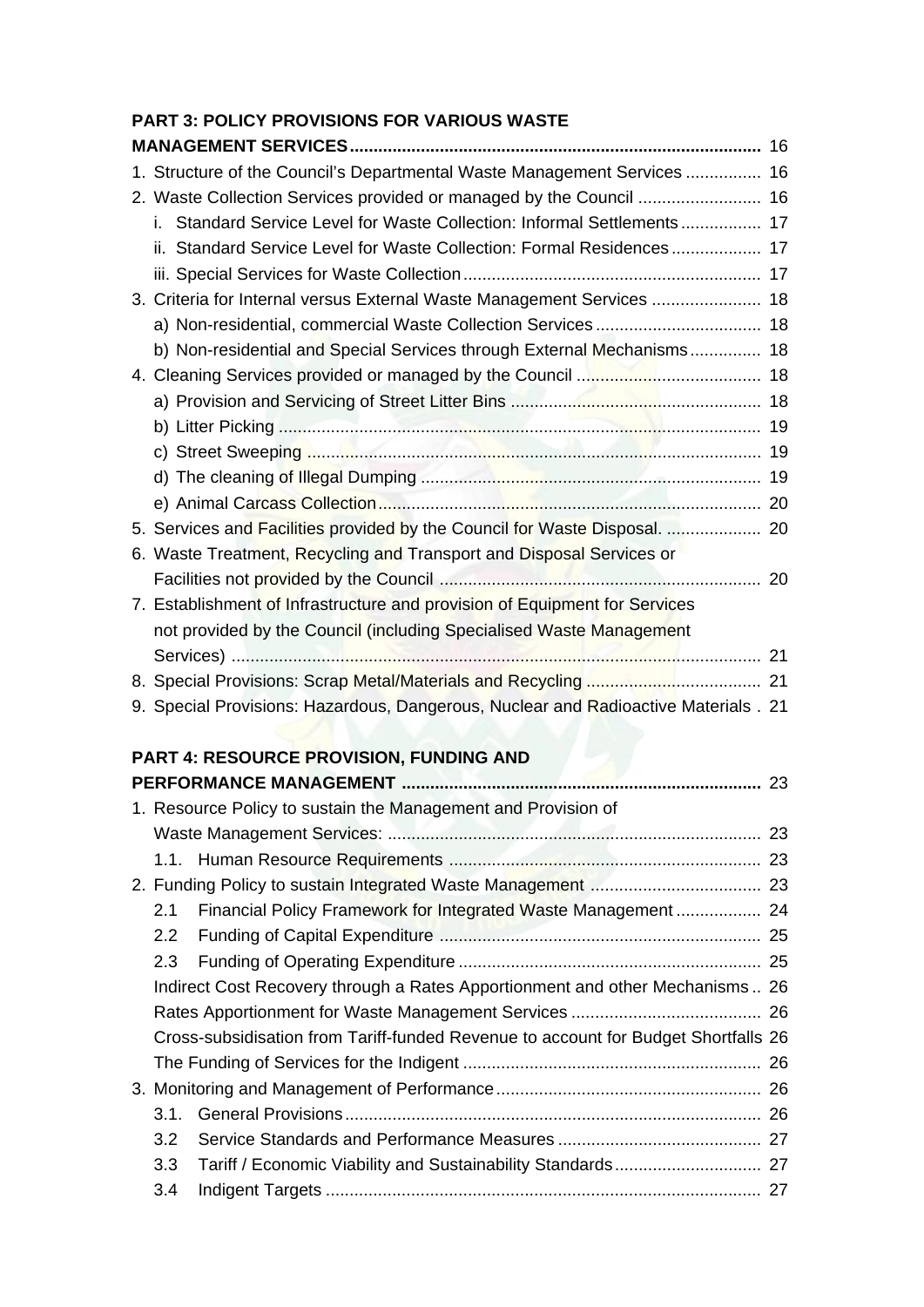**PART 3: POLICY PROVISIONS FOR VARIOUS WASTE MANAGEMENT SERVICES** ..... 16

1. Structure of the Council's Departmental Waste Management Services ..... 16
2. Waste Collection Services provided or managed by the Council ..... 16
   - i. Standard Service Level for Waste Collection: Informal Settlements ..... 17
   - ii. Standard Service Level for Waste Collection: Formal Residences ..... 17
   - iii. Special Services for Waste Collection ..... 17
3. Criteria for Internal versus External Waste Management Services ..... 18
   - a) Non-residential, commercial Waste Collection Services ..... 18
   - b) Non-residential and Special Services through External Mechanisms ..... 18
4. Cleaning Services provided or managed by the Council ..... 18
   - a) Provision and Servicing of Street Litter Bins ..... 18
   - b) Litter Picking ..... 19
   - c) Street Sweeping ..... 19
   - d) The cleaning of Illegal Dumping ..... 19
   - e) Animal Carcass Collection ..... 20
5. Services and Facilities provided by the Council for Waste Disposal. ..... 20
6. Waste Treatment, Recycling and Transport and Disposal Services or Facilities not provided by the Council ..... 20
7. Establishment of Infrastructure and provision of Equipment for Services not provided by the Council (including Specialised Waste Management Services) ..... 21
8. Special Provisions: Scrap Metal/Materials and Recycling ..... 21
9. Special Provisions: Hazardous, Dangerous, Nuclear and Radioactive Materials . 21

**PART 4: RESOURCE PROVISION, FUNDING AND PERFORMANCE MANAGEMENT** ..... 23

1. Resource Policy to sustain the Management and Provision of Waste Management Services: ..... 23
   - 1.1. Human Resource Requirements ..... 23
2. Funding Policy to sustain Integrated Waste Management ..... 23
   - 2.1 Financial Policy Framework for Integrated Waste Management ..... 24
   - 2.2 Funding of Capital Expenditure ..... 25
   - 2.3 Funding of Operating Expenditure ..... 25
   - Indirect Cost Recovery through a Rates Apportionment and other Mechanisms .. 26
   - Rates Apportionment for Waste Management Services ..... 26
   - Cross-subsidisation from Tariff-funded Revenue to account for Budget Shortfalls 26
   - The Funding of Services for the Indigent ..... 26
3. Monitoring and Management of Performance ..... 26
   - 3.1. General Provisions ..... 26
   - 3.2 Service Standards and Performance Measures ..... 27
   - 3.3 Tariff / Economic Viability and Sustainability Standards ..... 27
   - 3.4 Indigent Targets ..... 27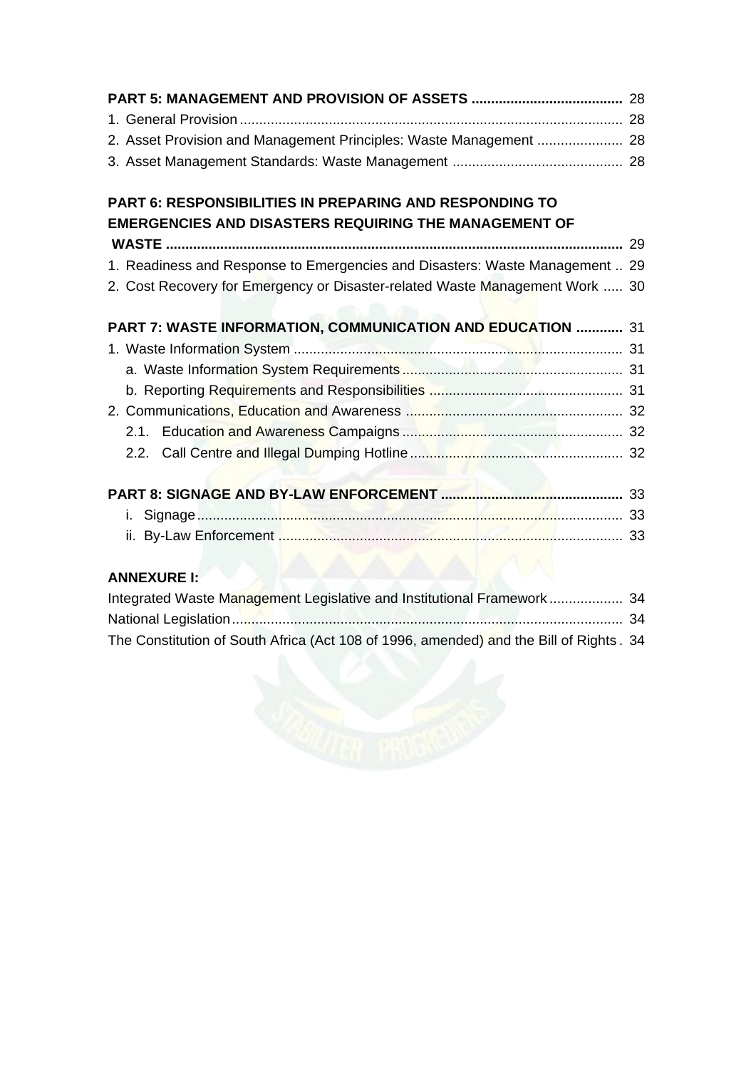**PART 5: MANAGEMENT AND PROVISION OF ASSETS** ....................................... 28

1. General Provision ................................................................................................ 28
2. Asset Provision and Management Principles: Waste Management ...................... 28
3. Asset Management Standards: Waste Management ............................................ 28

**PART 6: RESPONSIBILITIES IN PREPARING AND RESPONDING TO EMERGENCIES AND DISASTERS REQUIRING THE MANAGEMENT OF WASTE** ...................................................................................................................... 29

1. Readiness and Response to Emergencies and Disasters: Waste Management .. 29
2. Cost Recovery for Emergency or Disaster-related Waste Management Work ..... 30

**PART 7: WASTE INFORMATION, COMMUNICATION AND EDUCATION** ............ 31

1. Waste Information System .................................................................................... 31
   a. Waste Information System Requirements ......................................................... 31
   b. Reporting Requirements and Responsibilities .................................................. 31
2. Communications, Education and Awareness ....................................................... 32
   2.1. Education and Awareness Campaigns ......................................................... 32
   2.2. Call Centre and Illegal Dumping Hotline ....................................................... 32

**PART 8: SIGNAGE AND BY-LAW ENFORCEMENT** ............................................... 33

i. Signage .................................................................................................................. 33
ii. By-Law Enforcement ............................................................................................ 33

**ANNEXURE I:**

Integrated Waste Management Legislative and Institutional Framework ................... 34
National Legislation ...................................................................................................... 34
The Constitution of South Africa (Act 108 of 1996, amended) and the Bill of Rights . 34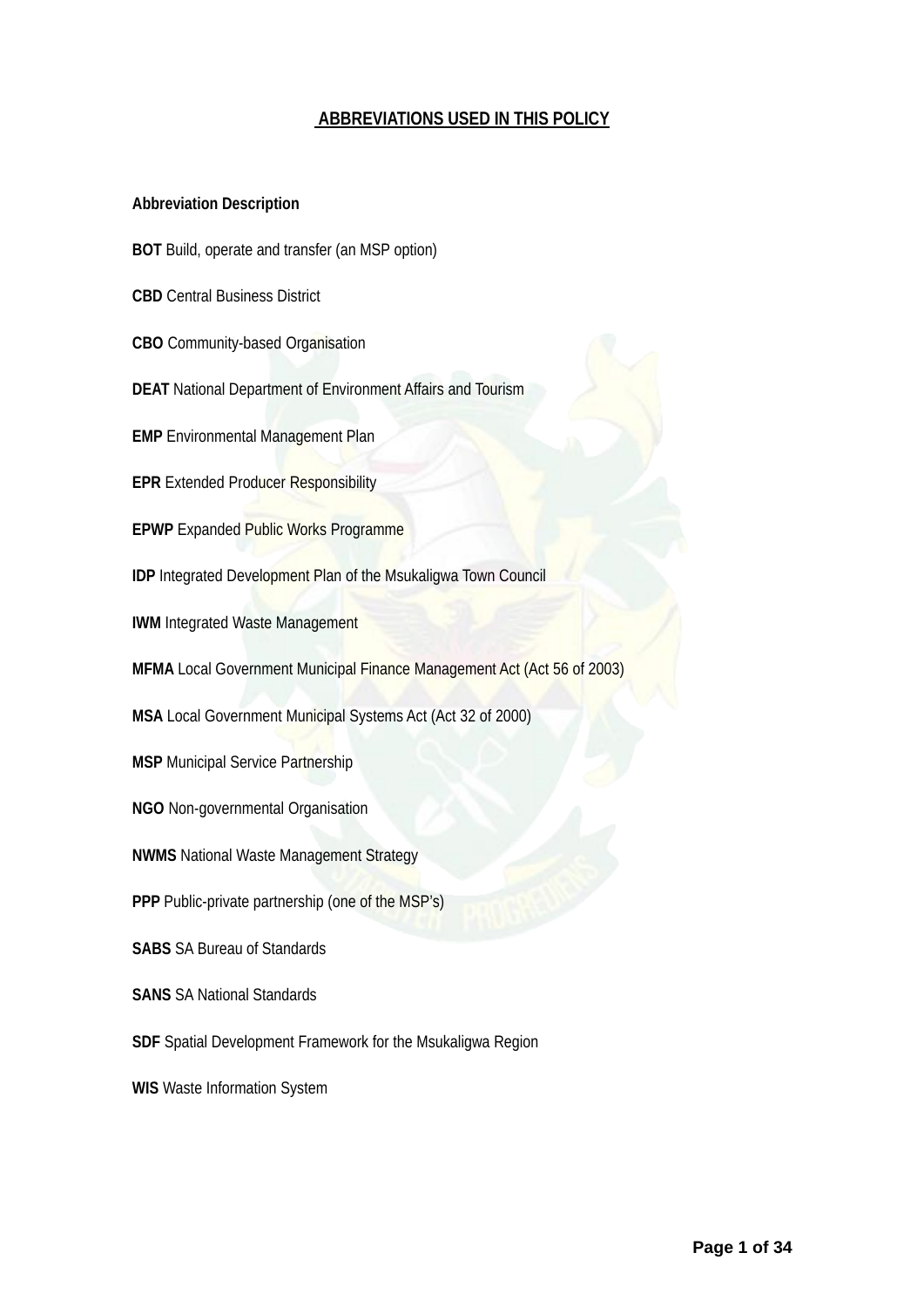## ABBREVIATIONS USED IN THIS POLICY

**Abbreviation Description**

**BOT** Build, operate and transfer (an MSP option)

**CBD** Central Business District

**CBO** Community-based Organisation

**DEAT** National Department of Environment Affairs and Tourism

**EMP** Environmental Management Plan

**EPR** Extended Producer Responsibility

**EPWP** Expanded Public Works Programme

**IDP** Integrated Development Plan of the Msukaligwa Town Council

**IWM** Integrated Waste Management

**MFMA** Local Government Municipal Finance Management Act (Act 56 of 2003)

**MSA** Local Government Municipal Systems Act (Act 32 of 2000)

**MSP** Municipal Service Partnership

**NGO** Non-governmental Organisation

**NWMS** National Waste Management Strategy

**PPP** Public-private partnership (one of the MSP's)

**SABS** SA Bureau of Standards

**SANS** SA National Standards

**SDF** Spatial Development Framework for the Msukaligwa Region

**WIS** Waste Information System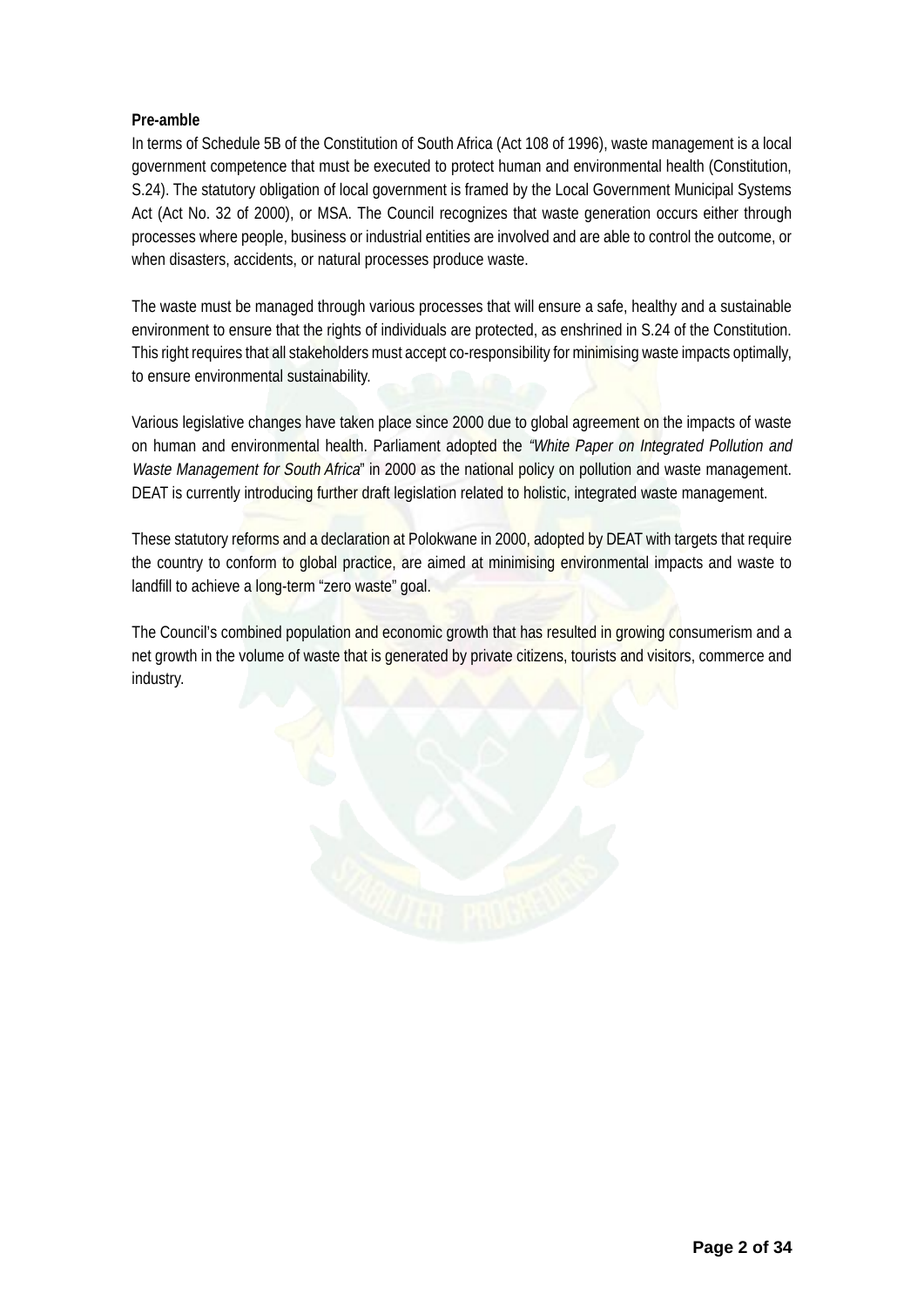**Pre-amble**

In terms of Schedule 5B of the Constitution of South Africa (Act 108 of 1996), waste management is a local government competence that must be executed to protect human and environmental health (Constitution, S.24). The statutory obligation of local government is framed by the Local Government Municipal Systems Act (Act No. 32 of 2000), or MSA. The Council recognizes that waste generation occurs either through processes where people, business or industrial entities are involved and are able to control the outcome, or when disasters, accidents, or natural processes produce waste.

The waste must be managed through various processes that will ensure a safe, healthy and a sustainable environment to ensure that the rights of individuals are protected, as enshrined in S.24 of the Constitution. This right requires that all stakeholders must accept co-responsibility for minimising waste impacts optimally, to ensure environmental sustainability.

Various legislative changes have taken place since 2000 due to global agreement on the impacts of waste on human and environmental health. Parliament adopted the *"White Paper on Integrated Pollution and Waste Management for South Africa*" in 2000 as the national policy on pollution and waste management. DEAT is currently introducing further draft legislation related to holistic, integrated waste management.

These statutory reforms and a declaration at Polokwane in 2000, adopted by DEAT with targets that require the country to conform to global practice, are aimed at minimising environmental impacts and waste to landfill to achieve a long-term "zero waste" goal.

The Council's combined population and economic growth that has resulted in growing consumerism and a net growth in the volume of waste that is generated by private citizens, tourists and visitors, commerce and industry.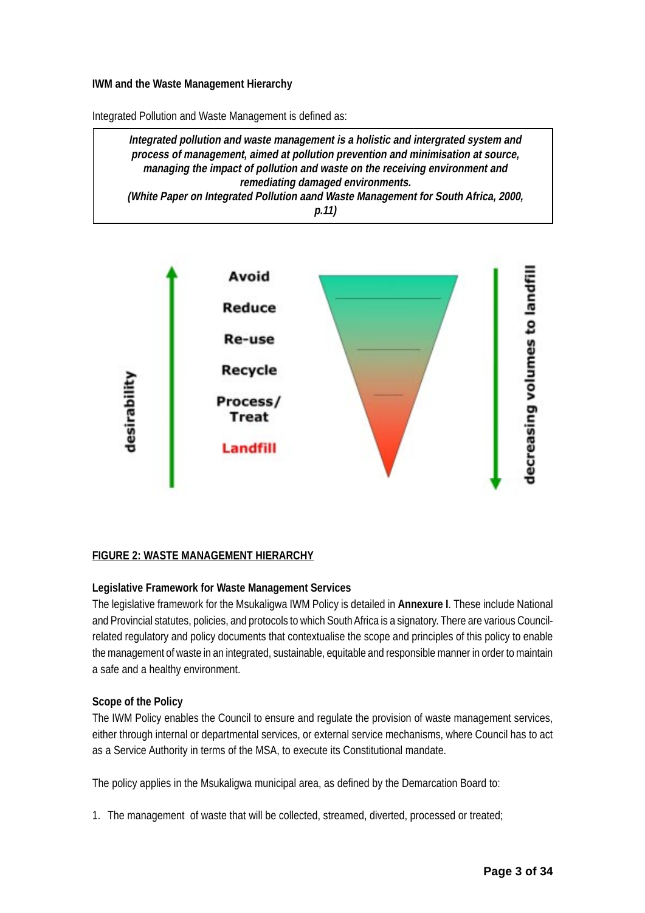**IWM and the Waste Management Hierarchy**

Integrated Pollution and Waste Management is defined as:

> ***Integrated pollution and waste management is a holistic and intergrated system and process of management, aimed at pollution prevention and minimisation at source, managing the impact of pollution and waste on the receiving environment and remediating damaged environments.***
> ***(White Paper on Integrated Pollution aand Waste Management for South Africa, 2000, p.11)***

desirability

Avoid

Reduce

Re-use

Recycle

Process/ Treat

Landfill

decreasing volumes to landfill

**FIGURE 2: WASTE MANAGEMENT HIERARCHY**

**Legislative Framework for Waste Management Services**

The legislative framework for the Msukaligwa IWM Policy is detailed in **Annexure I**. These include National and Provincial statutes, policies, and protocols to which South Africa is a signatory. There are various Council-related regulatory and policy documents that contextualise the scope and principles of this policy to enable the management of waste in an integrated, sustainable, equitable and responsible manner in order to maintain a safe and a healthy environment.

**Scope of the Policy**

The IWM Policy enables the Council to ensure and regulate the provision of waste management services, either through internal or departmental services, or external service mechanisms, where Council has to act as a Service Authority in terms of the MSA, to execute its Constitutional mandate.

The policy applies in the Msukaligwa municipal area, as defined by the Demarcation Board to:

1. The management of waste that will be collected, streamed, diverted, processed or treated;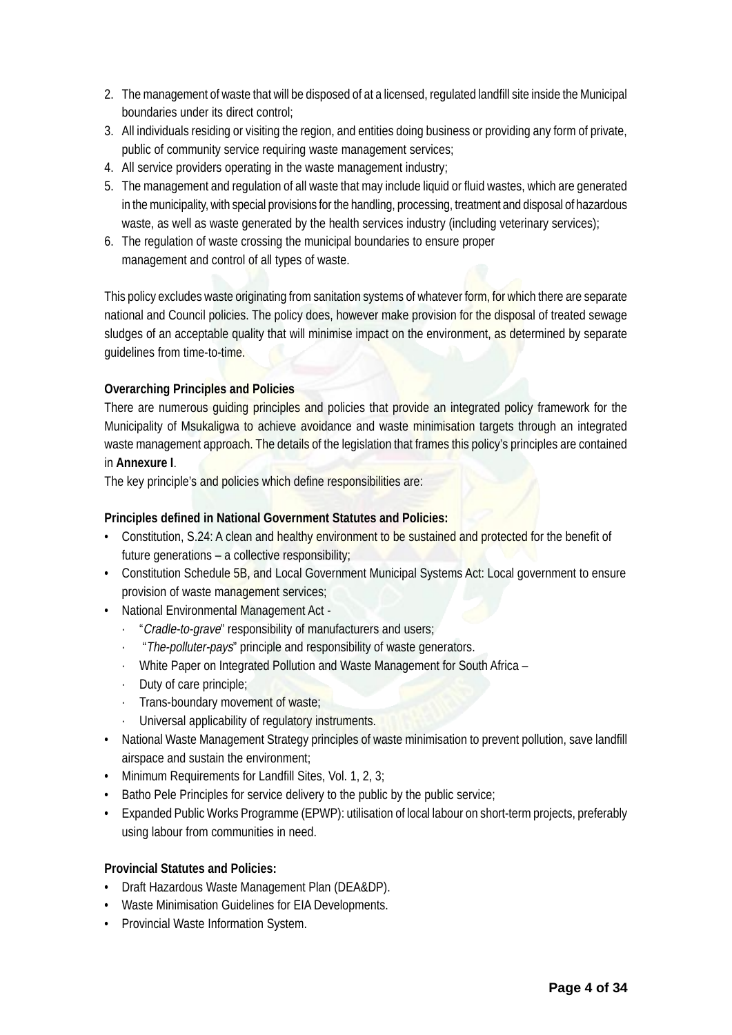2. The management of waste that will be disposed of at a licensed, regulated landfill site inside the Municipal boundaries under its direct control;
3. All individuals residing or visiting the region, and entities doing business or providing any form of private, public of community service requiring waste management services;
4. All service providers operating in the waste management industry;
5. The management and regulation of all waste that may include liquid or fluid wastes, which are generated in the municipality, with special provisions for the handling, processing, treatment and disposal of hazardous waste, as well as waste generated by the health services industry (including veterinary services);
6. The regulation of waste crossing the municipal boundaries to ensure proper management and control of all types of waste.

This policy excludes waste originating from sanitation systems of whatever form, for which there are separate national and Council policies. The policy does, however make provision for the disposal of treated sewage sludges of an acceptable quality that will minimise impact on the environment, as determined by separate guidelines from time-to-time.

**Overarching Principles and Policies**

There are numerous guiding principles and policies that provide an integrated policy framework for the Municipality of Msukaligwa to achieve avoidance and waste minimisation targets through an integrated waste management approach. The details of the legislation that frames this policy's principles are contained in **Annexure I**.

The key principle's and policies which define responsibilities are:

**Principles defined in National Government Statutes and Policies:**

- Constitution, S.24: A clean and healthy environment to be sustained and protected for the benefit of future generations – a collective responsibility;
- Constitution Schedule 5B, and Local Government Municipal Systems Act: Local government to ensure provision of waste management services;
- National Environmental Management Act -
  - "*Cradle-to-grave*" responsibility of manufacturers and users;
  - "*The-polluter-pays*" principle and responsibility of waste generators.
  - White Paper on Integrated Pollution and Waste Management for South Africa –
  - Duty of care principle;
  - Trans-boundary movement of waste;
  - Universal applicability of regulatory instruments.
- National Waste Management Strategy principles of waste minimisation to prevent pollution, save landfill airspace and sustain the environment;
- Minimum Requirements for Landfill Sites, Vol. 1, 2, 3;
- Batho Pele Principles for service delivery to the public by the public service;
- Expanded Public Works Programme (EPWP): utilisation of local labour on short-term projects, preferably using labour from communities in need.

**Provincial Statutes and Policies:**

- Draft Hazardous Waste Management Plan (DEA&DP).
- Waste Minimisation Guidelines for EIA Developments.
- Provincial Waste Information System.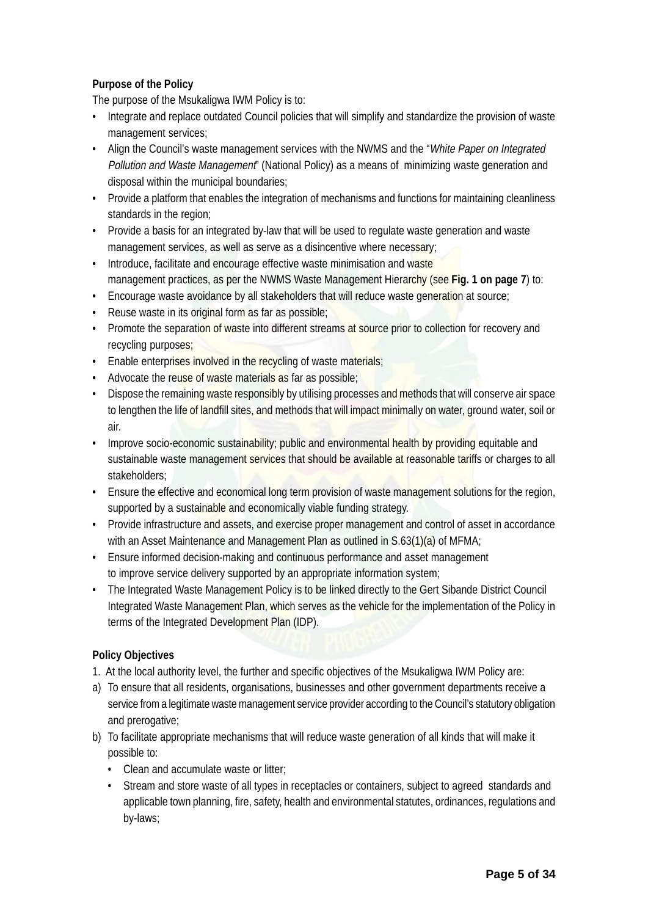**Purpose of the Policy**

The purpose of the Msukaligwa IWM Policy is to:

- Integrate and replace outdated Council policies that will simplify and standardize the provision of waste management services;
- Align the Council's waste management services with the NWMS and the "*White Paper on Integrated Pollution and Waste Management*" (National Policy) as a means of minimizing waste generation and disposal within the municipal boundaries;
- Provide a platform that enables the integration of mechanisms and functions for maintaining cleanliness standards in the region;
- Provide a basis for an integrated by-law that will be used to regulate waste generation and waste management services, as well as serve as a disincentive where necessary;
- Introduce, facilitate and encourage effective waste minimisation and waste management practices, as per the NWMS Waste Management Hierarchy (see **Fig. 1 on page 7**) to:
- Encourage waste avoidance by all stakeholders that will reduce waste generation at source;
- Reuse waste in its original form as far as possible;
- Promote the separation of waste into different streams at source prior to collection for recovery and recycling purposes;
- Enable enterprises involved in the recycling of waste materials;
- Advocate the reuse of waste materials as far as possible;
- Dispose the remaining waste responsibly by utilising processes and methods that will conserve air space to lengthen the life of landfill sites, and methods that will impact minimally on water, ground water, soil or air.
- Improve socio-economic sustainability; public and environmental health by providing equitable and sustainable waste management services that should be available at reasonable tariffs or charges to all stakeholders;
- Ensure the effective and economical long term provision of waste management solutions for the region, supported by a sustainable and economically viable funding strategy.
- Provide infrastructure and assets, and exercise proper management and control of asset in accordance with an Asset Maintenance and Management Plan as outlined in S.63(1)(a) of MFMA;
- Ensure informed decision-making and continuous performance and asset management to improve service delivery supported by an appropriate information system;
- The Integrated Waste Management Policy is to be linked directly to the Gert Sibande District Council Integrated Waste Management Plan, which serves as the vehicle for the implementation of the Policy in terms of the Integrated Development Plan (IDP).

**Policy Objectives**

1. At the local authority level, the further and specific objectives of the Msukaligwa IWM Policy are:

a) To ensure that all residents, organisations, businesses and other government departments receive a service from a legitimate waste management service provider according to the Council's statutory obligation and prerogative;

b) To facilitate appropriate mechanisms that will reduce waste generation of all kinds that will make it possible to:

   - Clean and accumulate waste or litter;
   - Stream and store waste of all types in receptacles or containers, subject to agreed standards and applicable town planning, fire, safety, health and environmental statutes, ordinances, regulations and by-laws;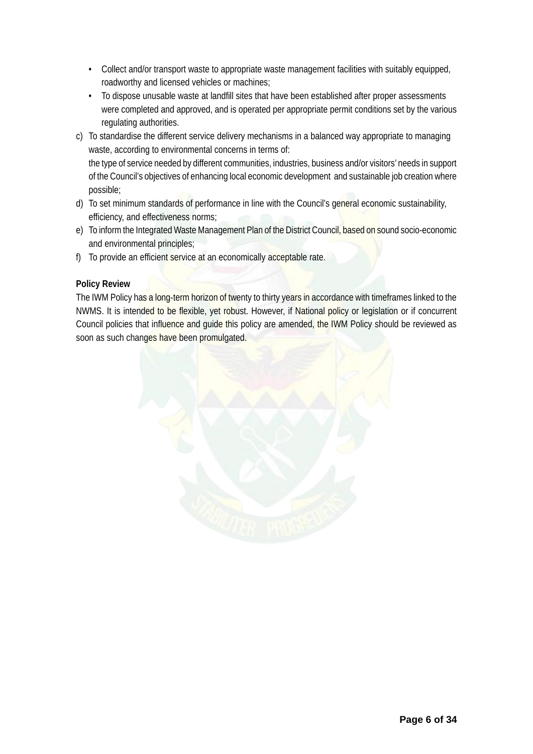- Collect and/or transport waste to appropriate waste management facilities with suitably equipped, roadworthy and licensed vehicles or machines;
- To dispose unusable waste at landfill sites that have been established after proper assessments were completed and approved, and is operated per appropriate permit conditions set by the various regulating authorities.

c) To standardise the different service delivery mechanisms in a balanced way appropriate to managing waste, according to environmental concerns in terms of:
   the type of service needed by different communities, industries, business and/or visitors' needs in support of the Council's objectives of enhancing local economic development and sustainable job creation where possible;

d) To set minimum standards of performance in line with the Council's general economic sustainability, efficiency, and effectiveness norms;

e) To inform the Integrated Waste Management Plan of the District Council, based on sound socio-economic and environmental principles;

f) To provide an efficient service at an economically acceptable rate.

**Policy Review**

The IWM Policy has a long-term horizon of twenty to thirty years in accordance with timeframes linked to the NWMS. It is intended to be flexible, yet robust. However, if National policy or legislation or if concurrent Council policies that influence and guide this policy are amended, the IWM Policy should be reviewed as soon as such changes have been promulgated.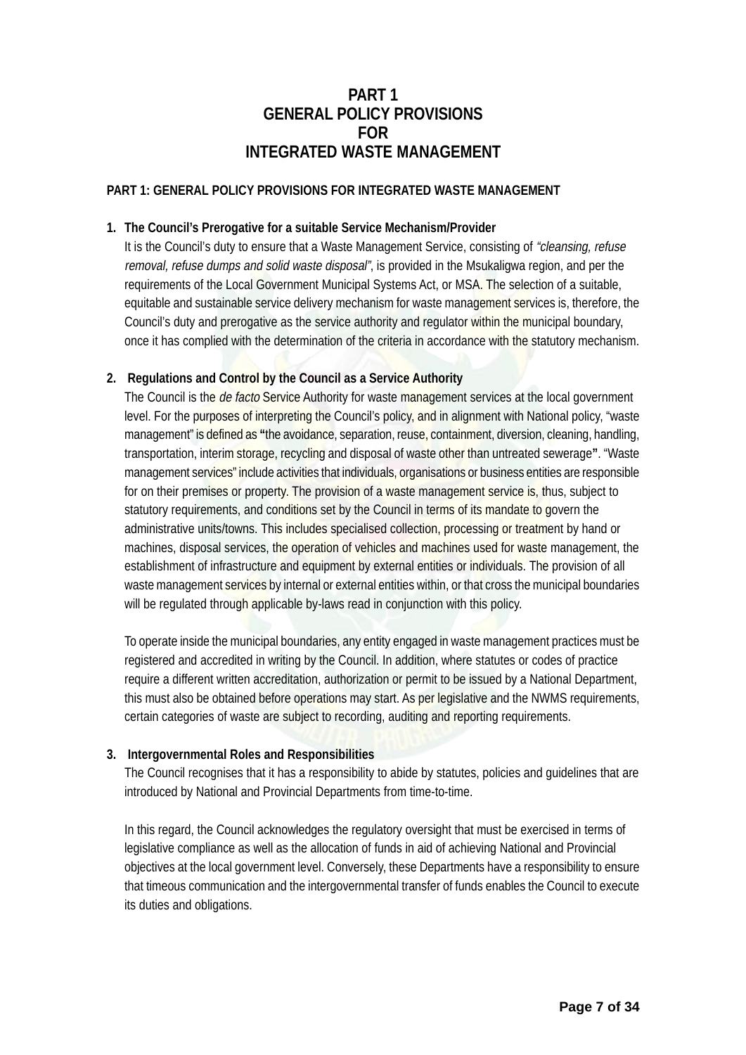# PART 1
# GENERAL POLICY PROVISIONS
# FOR
# INTEGRATED WASTE MANAGEMENT

**PART 1: GENERAL POLICY PROVISIONS FOR INTEGRATED WASTE MANAGEMENT**

1. **The Council's Prerogative for a suitable Service Mechanism/Provider**
   It is the Council's duty to ensure that a Waste Management Service, consisting of *"cleansing, refuse removal, refuse dumps and solid waste disposal"*, is provided in the Msukaligwa region, and per the requirements of the Local Government Municipal Systems Act, or MSA. The selection of a suitable, equitable and sustainable service delivery mechanism for waste management services is, therefore, the Council's duty and prerogative as the service authority and regulator within the municipal boundary, once it has complied with the determination of the criteria in accordance with the statutory mechanism.

2. **Regulations and Control by the Council as a Service Authority**
   The Council is the *de facto* Service Authority for waste management services at the local government level. For the purposes of interpreting the Council's policy, and in alignment with National policy, "waste management" is defined as **"**the avoidance, separation, reuse, containment, diversion, cleaning, handling, transportation, interim storage, recycling and disposal of waste other than untreated sewerage**"**. "Waste management services" include activities that individuals, organisations or business entities are responsible for on their premises or property. The provision of a waste management service is, thus, subject to statutory requirements, and conditions set by the Council in terms of its mandate to govern the administrative units/towns. This includes specialised collection, processing or treatment by hand or machines, disposal services, the operation of vehicles and machines used for waste management, the establishment of infrastructure and equipment by external entities or individuals. The provision of all waste management services by internal or external entities within, or that cross the municipal boundaries will be regulated through applicable by-laws read in conjunction with this policy.

   To operate inside the municipal boundaries, any entity engaged in waste management practices must be registered and accredited in writing by the Council. In addition, where statutes or codes of practice require a different written accreditation, authorization or permit to be issued by a National Department, this must also be obtained before operations may start. As per legislative and the NWMS requirements, certain categories of waste are subject to recording, auditing and reporting requirements.

3. **Intergovernmental Roles and Responsibilities**
   The Council recognises that it has a responsibility to abide by statutes, policies and guidelines that are introduced by National and Provincial Departments from time-to-time.

   In this regard, the Council acknowledges the regulatory oversight that must be exercised in terms of legislative compliance as well as the allocation of funds in aid of achieving National and Provincial objectives at the local government level. Conversely, these Departments have a responsibility to ensure that timeous communication and the intergovernmental transfer of funds enables the Council to execute its duties and obligations.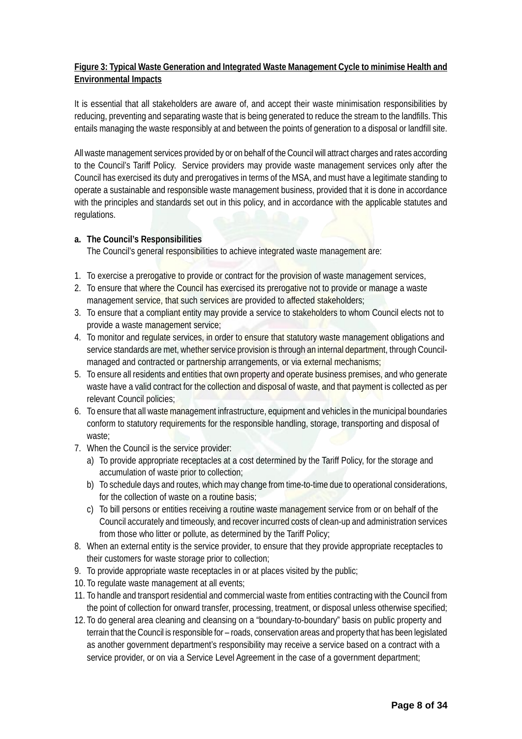**<u>Figure 3: Typical Waste Generation and Integrated Waste Management Cycle to minimise Health and Environmental Impacts</u>**

It is essential that all stakeholders are aware of, and accept their waste minimisation responsibilities by reducing, preventing and separating waste that is being generated to reduce the stream to the landfills. This entails managing the waste responsibly at and between the points of generation to a disposal or landfill site.

All waste management services provided by or on behalf of the Council will attract charges and rates according to the Council's Tariff Policy. Service providers may provide waste management services only after the Council has exercised its duty and prerogatives in terms of the MSA, and must have a legitimate standing to operate a sustainable and responsible waste management business, provided that it is done in accordance with the principles and standards set out in this policy, and in accordance with the applicable statutes and regulations.

**a. The Council's Responsibilities**

The Council's general responsibilities to achieve integrated waste management are:

1. To exercise a prerogative to provide or contract for the provision of waste management services,
2. To ensure that where the Council has exercised its prerogative not to provide or manage a waste management service, that such services are provided to affected stakeholders;
3. To ensure that a compliant entity may provide a service to stakeholders to whom Council elects not to provide a waste management service;
4. To monitor and regulate services, in order to ensure that statutory waste management obligations and service standards are met, whether service provision is through an internal department, through Council-managed and contracted or partnership arrangements, or via external mechanisms;
5. To ensure all residents and entities that own property and operate business premises, and who generate waste have a valid contract for the collection and disposal of waste, and that payment is collected as per relevant Council policies;
6. To ensure that all waste management infrastructure, equipment and vehicles in the municipal boundaries conform to statutory requirements for the responsible handling, storage, transporting and disposal of waste;
7. When the Council is the service provider:
   a) To provide appropriate receptacles at a cost determined by the Tariff Policy, for the storage and accumulation of waste prior to collection;
   b) To schedule days and routes, which may change from time-to-time due to operational considerations, for the collection of waste on a routine basis;
   c) To bill persons or entities receiving a routine waste management service from or on behalf of the Council accurately and timeously, and recover incurred costs of clean-up and administration services from those who litter or pollute, as determined by the Tariff Policy;
8. When an external entity is the service provider, to ensure that they provide appropriate receptacles to their customers for waste storage prior to collection;
9. To provide appropriate waste receptacles in or at places visited by the public;
10. To regulate waste management at all events;
11. To handle and transport residential and commercial waste from entities contracting with the Council from the point of collection for onward transfer, processing, treatment, or disposal unless otherwise specified;
12. To do general area cleaning and cleansing on a "boundary-to-boundary" basis on public property and terrain that the Council is responsible for – roads, conservation areas and property that has been legislated as another government department's responsibility may receive a service based on a contract with a service provider, or on via a Service Level Agreement in the case of a government department;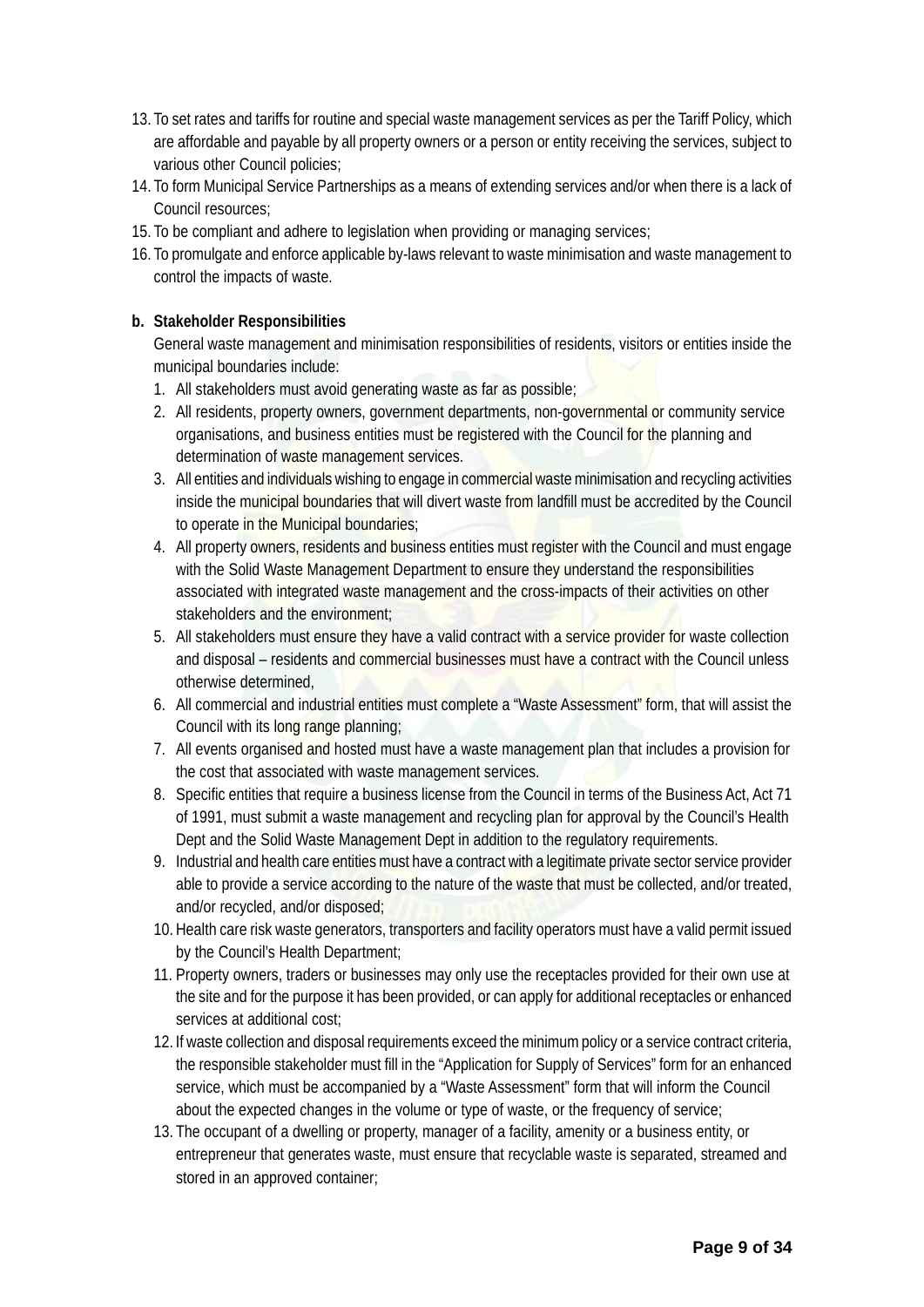13. To set rates and tariffs for routine and special waste management services as per the Tariff Policy, which are affordable and payable by all property owners or a person or entity receiving the services, subject to various other Council policies;
14. To form Municipal Service Partnerships as a means of extending services and/or when there is a lack of Council resources;
15. To be compliant and adhere to legislation when providing or managing services;
16. To promulgate and enforce applicable by-laws relevant to waste minimisation and waste management to control the impacts of waste.

**b. Stakeholder Responsibilities**

General waste management and minimisation responsibilities of residents, visitors or entities inside the municipal boundaries include:

1. All stakeholders must avoid generating waste as far as possible;
2. All residents, property owners, government departments, non-governmental or community service organisations, and business entities must be registered with the Council for the planning and determination of waste management services.
3. All entities and individuals wishing to engage in commercial waste minimisation and recycling activities inside the municipal boundaries that will divert waste from landfill must be accredited by the Council to operate in the Municipal boundaries;
4. All property owners, residents and business entities must register with the Council and must engage with the Solid Waste Management Department to ensure they understand the responsibilities associated with integrated waste management and the cross-impacts of their activities on other stakeholders and the environment;
5. All stakeholders must ensure they have a valid contract with a service provider for waste collection and disposal – residents and commercial businesses must have a contract with the Council unless otherwise determined,
6. All commercial and industrial entities must complete a "Waste Assessment" form, that will assist the Council with its long range planning;
7. All events organised and hosted must have a waste management plan that includes a provision for the cost that associated with waste management services.
8. Specific entities that require a business license from the Council in terms of the Business Act, Act 71 of 1991, must submit a waste management and recycling plan for approval by the Council's Health Dept and the Solid Waste Management Dept in addition to the regulatory requirements.
9. Industrial and health care entities must have a contract with a legitimate private sector service provider able to provide a service according to the nature of the waste that must be collected, and/or treated, and/or recycled, and/or disposed;
10. Health care risk waste generators, transporters and facility operators must have a valid permit issued by the Council's Health Department;
11. Property owners, traders or businesses may only use the receptacles provided for their own use at the site and for the purpose it has been provided, or can apply for additional receptacles or enhanced services at additional cost;
12. If waste collection and disposal requirements exceed the minimum policy or a service contract criteria, the responsible stakeholder must fill in the "Application for Supply of Services" form for an enhanced service, which must be accompanied by a "Waste Assessment" form that will inform the Council about the expected changes in the volume or type of waste, or the frequency of service;
13. The occupant of a dwelling or property, manager of a facility, amenity or a business entity, or entrepreneur that generates waste, must ensure that recyclable waste is separated, streamed and stored in an approved container;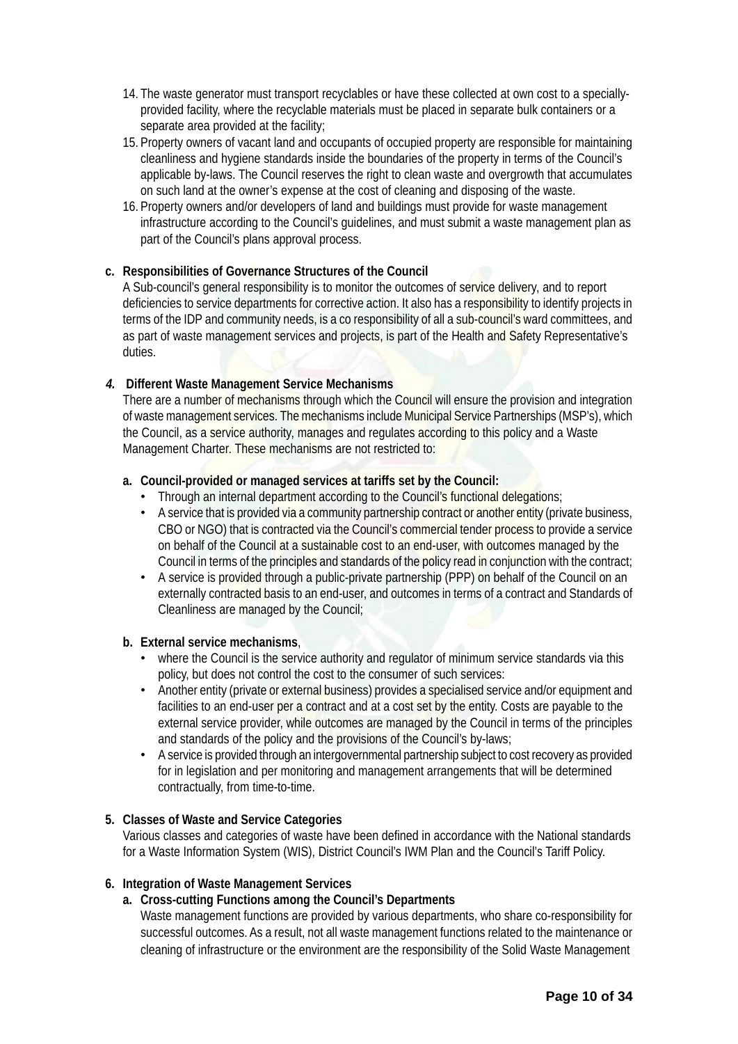14. The waste generator must transport recyclables or have these collected at own cost to a specially-provided facility, where the recyclable materials must be placed in separate bulk containers or a separate area provided at the facility;
15. Property owners of vacant land and occupants of occupied property are responsible for maintaining cleanliness and hygiene standards inside the boundaries of the property in terms of the Council's applicable by-laws. The Council reserves the right to clean waste and overgrowth that accumulates on such land at the owner's expense at the cost of cleaning and disposing of the waste.
16. Property owners and/or developers of land and buildings must provide for waste management infrastructure according to the Council's guidelines, and must submit a waste management plan as part of the Council's plans approval process.

**c. Responsibilities of Governance Structures of the Council**

A Sub-council's general responsibility is to monitor the outcomes of service delivery, and to report deficiencies to service departments for corrective action. It also has a responsibility to identify projects in terms of the IDP and community needs, is a co responsibility of all a sub-council's ward committees, and as part of waste management services and projects, is part of the Health and Safety Representative's duties.

## *4.* Different Waste Management Service Mechanisms

There are a number of mechanisms through which the Council will ensure the provision and integration of waste management services. The mechanisms include Municipal Service Partnerships (MSP's), which the Council, as a service authority, manages and regulates according to this policy and a Waste Management Charter. These mechanisms are not restricted to:

**a. Council-provided or managed services at tariffs set by the Council:**

- Through an internal department according to the Council's functional delegations;
- A service that is provided via a community partnership contract or another entity (private business, CBO or NGO) that is contracted via the Council's commercial tender process to provide a service on behalf of the Council at a sustainable cost to an end-user, with outcomes managed by the Council in terms of the principles and standards of the policy read in conjunction with the contract;
- A service is provided through a public-private partnership (PPP) on behalf of the Council on an externally contracted basis to an end-user, and outcomes in terms of a contract and Standards of Cleanliness are managed by the Council;

**b. External service mechanisms**,

- where the Council is the service authority and regulator of minimum service standards via this policy, but does not control the cost to the consumer of such services:
- Another entity (private or external business) provides a specialised service and/or equipment and facilities to an end-user per a contract and at a cost set by the entity. Costs are payable to the external service provider, while outcomes are managed by the Council in terms of the principles and standards of the policy and the provisions of the Council's by-laws;
- A service is provided through an intergovernmental partnership subject to cost recovery as provided for in legislation and per monitoring and management arrangements that will be determined contractually, from time-to-time.

## 5. Classes of Waste and Service Categories

Various classes and categories of waste have been defined in accordance with the National standards for a Waste Information System (WIS), District Council's IWM Plan and the Council's Tariff Policy.

## 6. Integration of Waste Management Services

**a. Cross-cutting Functions among the Council's Departments**

Waste management functions are provided by various departments, who share co-responsibility for successful outcomes. As a result, not all waste management functions related to the maintenance or cleaning of infrastructure or the environment are the responsibility of the Solid Waste Management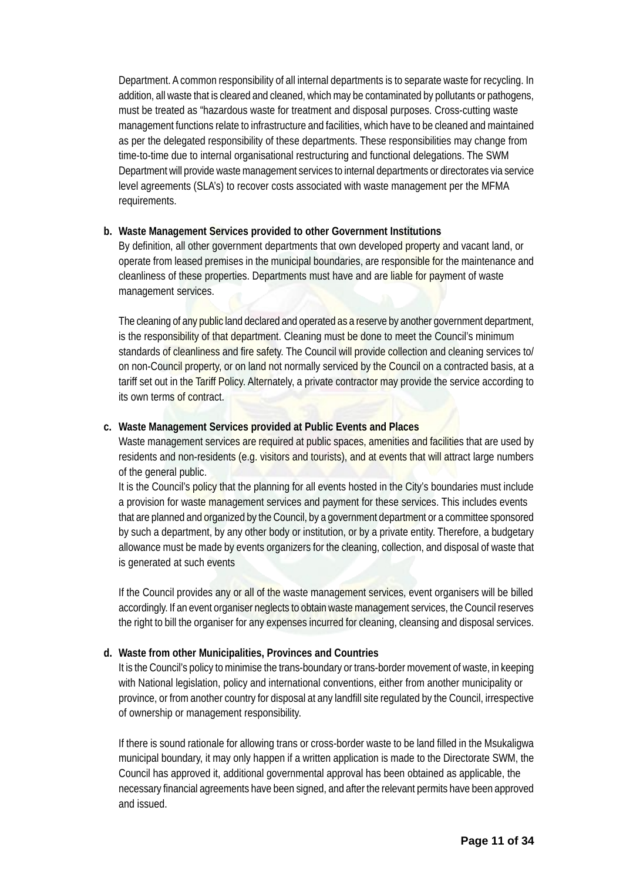Department. A common responsibility of all internal departments is to separate waste for recycling. In addition, all waste that is cleared and cleaned, which may be contaminated by pollutants or pathogens, must be treated as "hazardous waste for treatment and disposal purposes. Cross-cutting waste management functions relate to infrastructure and facilities, which have to be cleaned and maintained as per the delegated responsibility of these departments. These responsibilities may change from time-to-time due to internal organisational restructuring and functional delegations. The SWM Department will provide waste management services to internal departments or directorates via service level agreements (SLA's) to recover costs associated with waste management per the MFMA requirements.

**b. Waste Management Services provided to other Government Institutions**

By definition, all other government departments that own developed property and vacant land, or operate from leased premises in the municipal boundaries, are responsible for the maintenance and cleanliness of these properties. Departments must have and are liable for payment of waste management services.

The cleaning of any public land declared and operated as a reserve by another government department, is the responsibility of that department. Cleaning must be done to meet the Council's minimum standards of cleanliness and fire safety. The Council will provide collection and cleaning services to/ on non-Council property, or on land not normally serviced by the Council on a contracted basis, at a tariff set out in the Tariff Policy. Alternately, a private contractor may provide the service according to its own terms of contract.

**c. Waste Management Services provided at Public Events and Places**

Waste management services are required at public spaces, amenities and facilities that are used by residents and non-residents (e.g. visitors and tourists), and at events that will attract large numbers of the general public.

It is the Council's policy that the planning for all events hosted in the City's boundaries must include a provision for waste management services and payment for these services. This includes events that are planned and organized by the Council, by a government department or a committee sponsored by such a department, by any other body or institution, or by a private entity. Therefore, a budgetary allowance must be made by events organizers for the cleaning, collection, and disposal of waste that is generated at such events

If the Council provides any or all of the waste management services, event organisers will be billed accordingly. If an event organiser neglects to obtain waste management services, the Council reserves the right to bill the organiser for any expenses incurred for cleaning, cleansing and disposal services.

**d. Waste from other Municipalities, Provinces and Countries**

It is the Council's policy to minimise the trans-boundary or trans-border movement of waste, in keeping with National legislation, policy and international conventions, either from another municipality or province, or from another country for disposal at any landfill site regulated by the Council, irrespective of ownership or management responsibility.

If there is sound rationale for allowing trans or cross-border waste to be land filled in the Msukaligwa municipal boundary, it may only happen if a written application is made to the Directorate SWM, the Council has approved it, additional governmental approval has been obtained as applicable, the necessary financial agreements have been signed, and after the relevant permits have been approved and issued.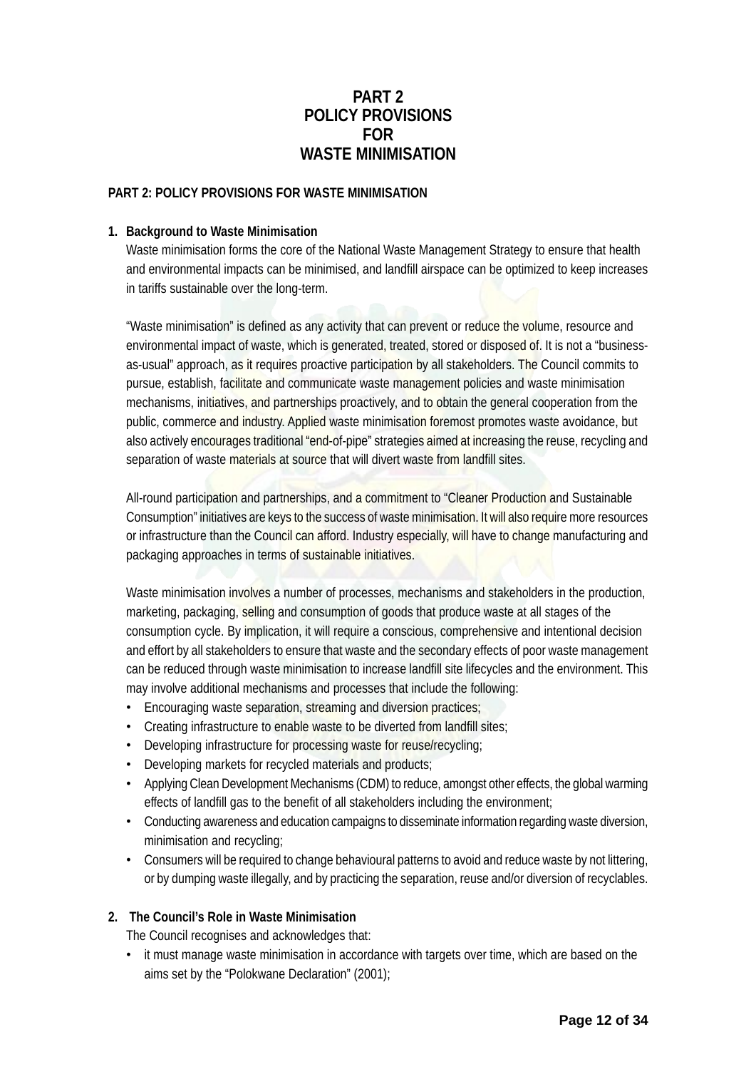# PART 2
# POLICY PROVISIONS
# FOR
# WASTE MINIMISATION

**PART 2: POLICY PROVISIONS FOR WASTE MINIMISATION**

## 1. Background to Waste Minimisation

Waste minimisation forms the core of the National Waste Management Strategy to ensure that health and environmental impacts can be minimised, and landfill airspace can be optimized to keep increases in tariffs sustainable over the long-term.

"Waste minimisation" is defined as any activity that can prevent or reduce the volume, resource and environmental impact of waste, which is generated, treated, stored or disposed of. It is not a "business-as-usual" approach, as it requires proactive participation by all stakeholders. The Council commits to pursue, establish, facilitate and communicate waste management policies and waste minimisation mechanisms, initiatives, and partnerships proactively, and to obtain the general cooperation from the public, commerce and industry. Applied waste minimisation foremost promotes waste avoidance, but also actively encourages traditional "end-of-pipe" strategies aimed at increasing the reuse, recycling and separation of waste materials at source that will divert waste from landfill sites.

All-round participation and partnerships, and a commitment to "Cleaner Production and Sustainable Consumption" initiatives are keys to the success of waste minimisation. It will also require more resources or infrastructure than the Council can afford. Industry especially, will have to change manufacturing and packaging approaches in terms of sustainable initiatives.

Waste minimisation involves a number of processes, mechanisms and stakeholders in the production, marketing, packaging, selling and consumption of goods that produce waste at all stages of the consumption cycle. By implication, it will require a conscious, comprehensive and intentional decision and effort by all stakeholders to ensure that waste and the secondary effects of poor waste management can be reduced through waste minimisation to increase landfill site lifecycles and the environment. This may involve additional mechanisms and processes that include the following:

- Encouraging waste separation, streaming and diversion practices;
- Creating infrastructure to enable waste to be diverted from landfill sites;
- Developing infrastructure for processing waste for reuse/recycling;
- Developing markets for recycled materials and products;
- Applying Clean Development Mechanisms (CDM) to reduce, amongst other effects, the global warming effects of landfill gas to the benefit of all stakeholders including the environment;
- Conducting awareness and education campaigns to disseminate information regarding waste diversion, minimisation and recycling;
- Consumers will be required to change behavioural patterns to avoid and reduce waste by not littering, or by dumping waste illegally, and by practicing the separation, reuse and/or diversion of recyclables.

## 2. The Council's Role in Waste Minimisation

The Council recognises and acknowledges that:

- it must manage waste minimisation in accordance with targets over time, which are based on the aims set by the "Polokwane Declaration" (2001);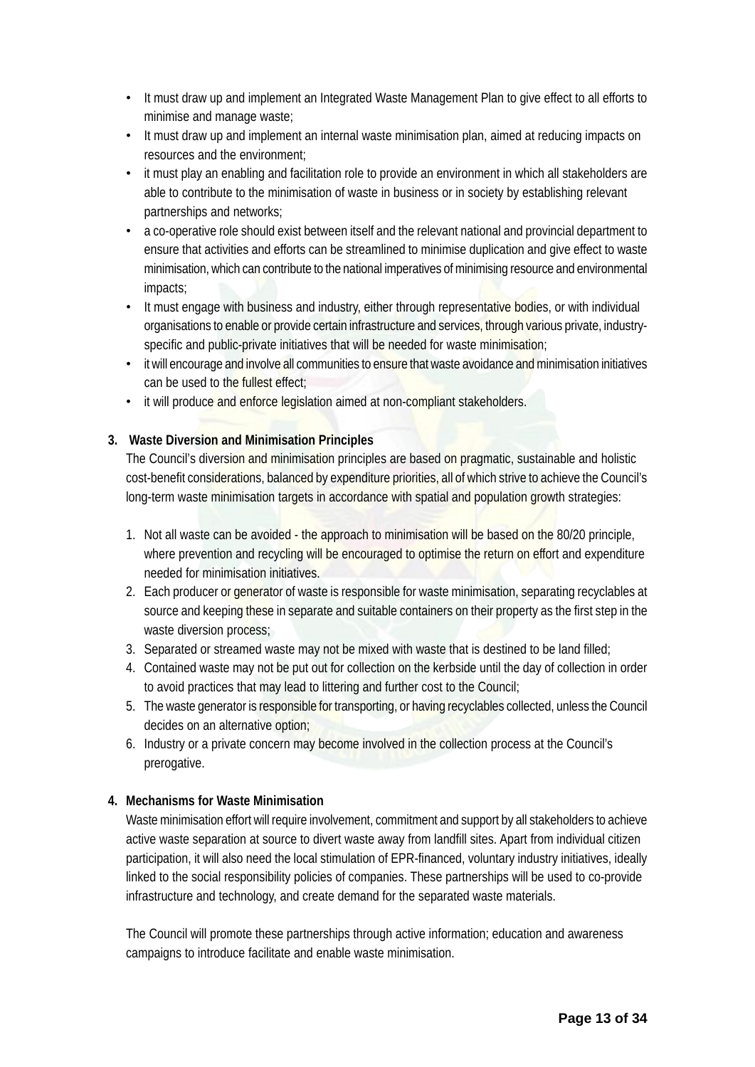- It must draw up and implement an Integrated Waste Management Plan to give effect to all efforts to minimise and manage waste;
- It must draw up and implement an internal waste minimisation plan, aimed at reducing impacts on resources and the environment;
- it must play an enabling and facilitation role to provide an environment in which all stakeholders are able to contribute to the minimisation of waste in business or in society by establishing relevant partnerships and networks;
- a co-operative role should exist between itself and the relevant national and provincial department to ensure that activities and efforts can be streamlined to minimise duplication and give effect to waste minimisation, which can contribute to the national imperatives of minimising resource and environmental impacts;
- It must engage with business and industry, either through representative bodies, or with individual organisations to enable or provide certain infrastructure and services, through various private, industry-specific and public-private initiatives that will be needed for waste minimisation;
- it will encourage and involve all communities to ensure that waste avoidance and minimisation initiatives can be used to the fullest effect;
- it will produce and enforce legislation aimed at non-compliant stakeholders.

**3. Waste Diversion and Minimisation Principles**

The Council's diversion and minimisation principles are based on pragmatic, sustainable and holistic cost-benefit considerations, balanced by expenditure priorities, all of which strive to achieve the Council's long-term waste minimisation targets in accordance with spatial and population growth strategies:

1. Not all waste can be avoided - the approach to minimisation will be based on the 80/20 principle, where prevention and recycling will be encouraged to optimise the return on effort and expenditure needed for minimisation initiatives.
2. Each producer or generator of waste is responsible for waste minimisation, separating recyclables at source and keeping these in separate and suitable containers on their property as the first step in the waste diversion process;
3. Separated or streamed waste may not be mixed with waste that is destined to be land filled;
4. Contained waste may not be put out for collection on the kerbside until the day of collection in order to avoid practices that may lead to littering and further cost to the Council;
5. The waste generator is responsible for transporting, or having recyclables collected, unless the Council decides on an alternative option;
6. Industry or a private concern may become involved in the collection process at the Council's prerogative.

**4. Mechanisms for Waste Minimisation**

Waste minimisation effort will require involvement, commitment and support by all stakeholders to achieve active waste separation at source to divert waste away from landfill sites. Apart from individual citizen participation, it will also need the local stimulation of EPR-financed, voluntary industry initiatives, ideally linked to the social responsibility policies of companies. These partnerships will be used to co-provide infrastructure and technology, and create demand for the separated waste materials.

The Council will promote these partnerships through active information; education and awareness campaigns to introduce facilitate and enable waste minimisation.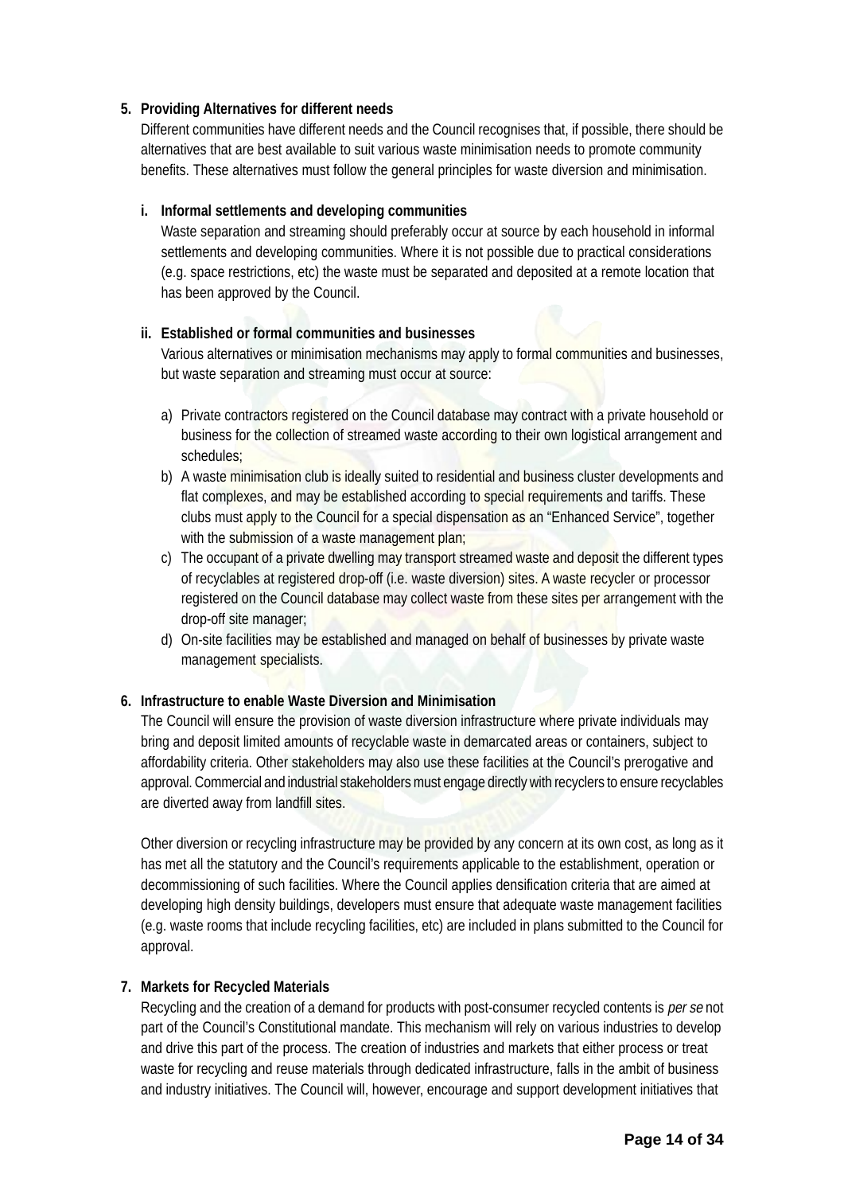5. **Providing Alternatives for different needs**

   Different communities have different needs and the Council recognises that, if possible, there should be alternatives that are best available to suit various waste minimisation needs to promote community benefits. These alternatives must follow the general principles for waste diversion and minimisation.

   i. **Informal settlements and developing communities**

      Waste separation and streaming should preferably occur at source by each household in informal settlements and developing communities. Where it is not possible due to practical considerations (e.g. space restrictions, etc) the waste must be separated and deposited at a remote location that has been approved by the Council.

   ii. **Established or formal communities and businesses**

       Various alternatives or minimisation mechanisms may apply to formal communities and businesses, but waste separation and streaming must occur at source:

       a) Private contractors registered on the Council database may contract with a private household or business for the collection of streamed waste according to their own logistical arrangement and schedules;
       b) A waste minimisation club is ideally suited to residential and business cluster developments and flat complexes, and may be established according to special requirements and tariffs. These clubs must apply to the Council for a special dispensation as an "Enhanced Service", together with the submission of a waste management plan;
       c) The occupant of a private dwelling may transport streamed waste and deposit the different types of recyclables at registered drop-off (i.e. waste diversion) sites. A waste recycler or processor registered on the Council database may collect waste from these sites per arrangement with the drop-off site manager;
       d) On-site facilities may be established and managed on behalf of businesses by private waste management specialists.

6. **Infrastructure to enable Waste Diversion and Minimisation**

   The Council will ensure the provision of waste diversion infrastructure where private individuals may bring and deposit limited amounts of recyclable waste in demarcated areas or containers, subject to affordability criteria. Other stakeholders may also use these facilities at the Council's prerogative and approval. Commercial and industrial stakeholders must engage directly with recyclers to ensure recyclables are diverted away from landfill sites.

   Other diversion or recycling infrastructure may be provided by any concern at its own cost, as long as it has met all the statutory and the Council's requirements applicable to the establishment, operation or decommissioning of such facilities. Where the Council applies densification criteria that are aimed at developing high density buildings, developers must ensure that adequate waste management facilities (e.g. waste rooms that include recycling facilities, etc) are included in plans submitted to the Council for approval.

7. **Markets for Recycled Materials**

   Recycling and the creation of a demand for products with post-consumer recycled contents is *per se* not part of the Council's Constitutional mandate. This mechanism will rely on various industries to develop and drive this part of the process. The creation of industries and markets that either process or treat waste for recycling and reuse materials through dedicated infrastructure, falls in the ambit of business and industry initiatives. The Council will, however, encourage and support development initiatives that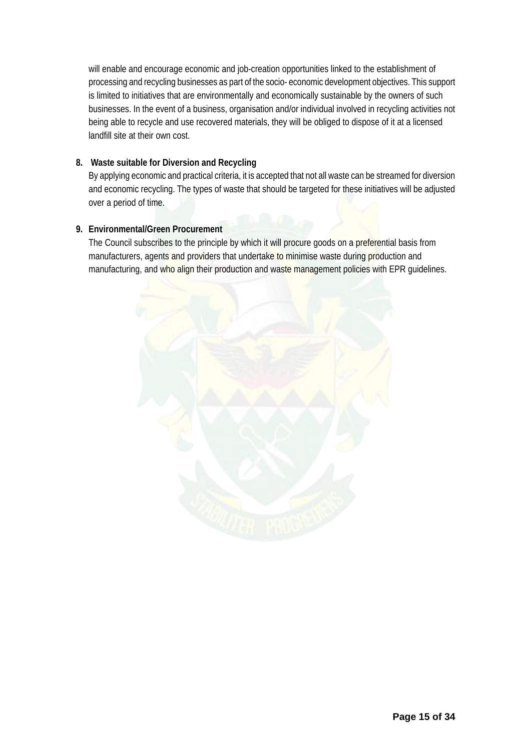will enable and encourage economic and job-creation opportunities linked to the establishment of processing and recycling businesses as part of the socio- economic development objectives. This support is limited to initiatives that are environmentally and economically sustainable by the owners of such businesses. In the event of a business, organisation and/or individual involved in recycling activities not being able to recycle and use recovered materials, they will be obliged to dispose of it at a licensed landfill site at their own cost.

**8. Waste suitable for Diversion and Recycling**

By applying economic and practical criteria, it is accepted that not all waste can be streamed for diversion and economic recycling. The types of waste that should be targeted for these initiatives will be adjusted over a period of time.

**9. Environmental/Green Procurement**

The Council subscribes to the principle by which it will procure goods on a preferential basis from manufacturers, agents and providers that undertake to minimise waste during production and manufacturing, and who align their production and waste management policies with EPR guidelines.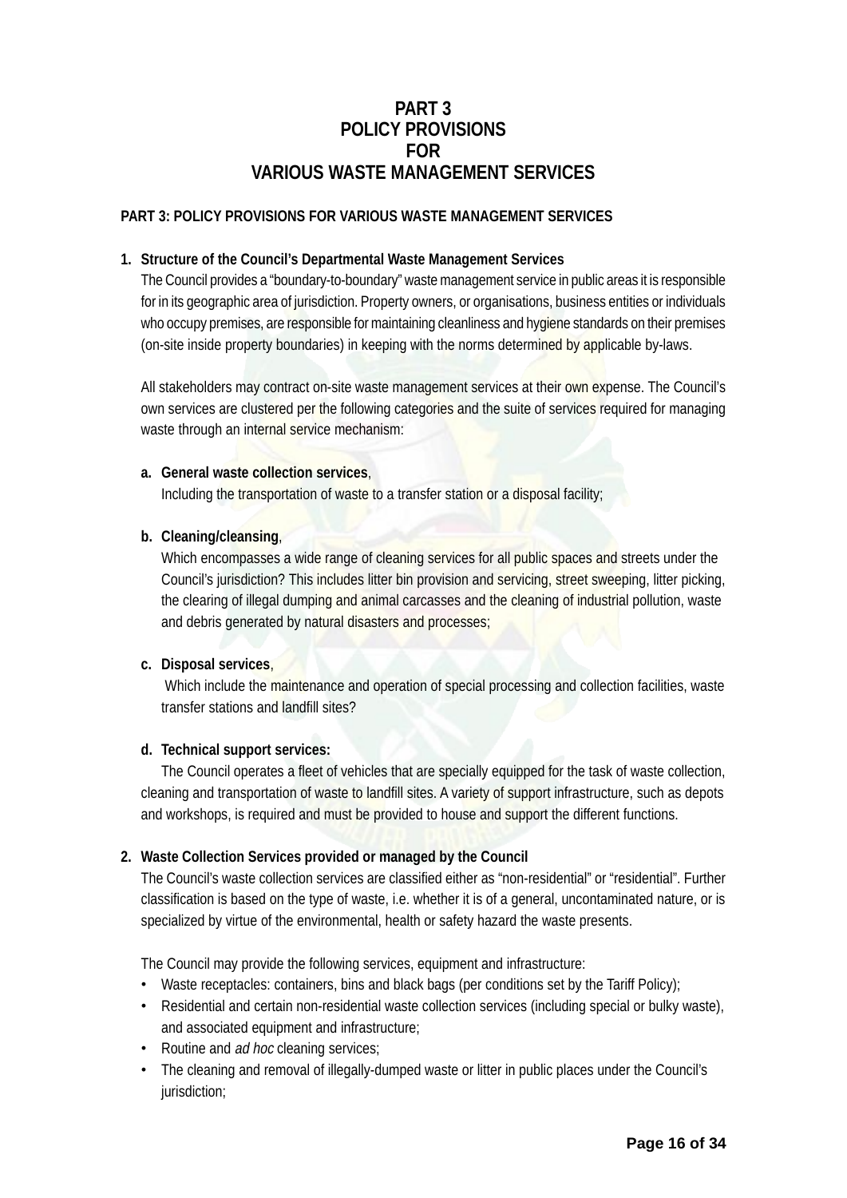# PART 3
# POLICY PROVISIONS
# FOR
# VARIOUS WASTE MANAGEMENT SERVICES

**PART 3: POLICY PROVISIONS FOR VARIOUS WASTE MANAGEMENT SERVICES**

1. **Structure of the Council's Departmental Waste Management Services**

   The Council provides a "boundary-to-boundary" waste management service in public areas it is responsible for in its geographic area of jurisdiction. Property owners, or organisations, business entities or individuals who occupy premises, are responsible for maintaining cleanliness and hygiene standards on their premises (on-site inside property boundaries) in keeping with the norms determined by applicable by-laws.

   All stakeholders may contract on-site waste management services at their own expense. The Council's own services are clustered per the following categories and the suite of services required for managing waste through an internal service mechanism:

   a. **General waste collection services**,
      Including the transportation of waste to a transfer station or a disposal facility;

   b. **Cleaning/cleansing**,
      Which encompasses a wide range of cleaning services for all public spaces and streets under the Council's jurisdiction? This includes litter bin provision and servicing, street sweeping, litter picking, the clearing of illegal dumping and animal carcasses and the cleaning of industrial pollution, waste and debris generated by natural disasters and processes;

   c. **Disposal services**,
      Which include the maintenance and operation of special processing and collection facilities, waste transfer stations and landfill sites?

   d. **Technical support services:**
      The Council operates a fleet of vehicles that are specially equipped for the task of waste collection, cleaning and transportation of waste to landfill sites. A variety of support infrastructure, such as depots and workshops, is required and must be provided to house and support the different functions.

2. **Waste Collection Services provided or managed by the Council**

   The Council's waste collection services are classified either as "non-residential" or "residential". Further classification is based on the type of waste, i.e. whether it is of a general, uncontaminated nature, or is specialized by virtue of the environmental, health or safety hazard the waste presents.

   The Council may provide the following services, equipment and infrastructure:

   - Waste receptacles: containers, bins and black bags (per conditions set by the Tariff Policy);
   - Residential and certain non-residential waste collection services (including special or bulky waste), and associated equipment and infrastructure;
   - Routine and *ad hoc* cleaning services;
   - The cleaning and removal of illegally-dumped waste or litter in public places under the Council's jurisdiction;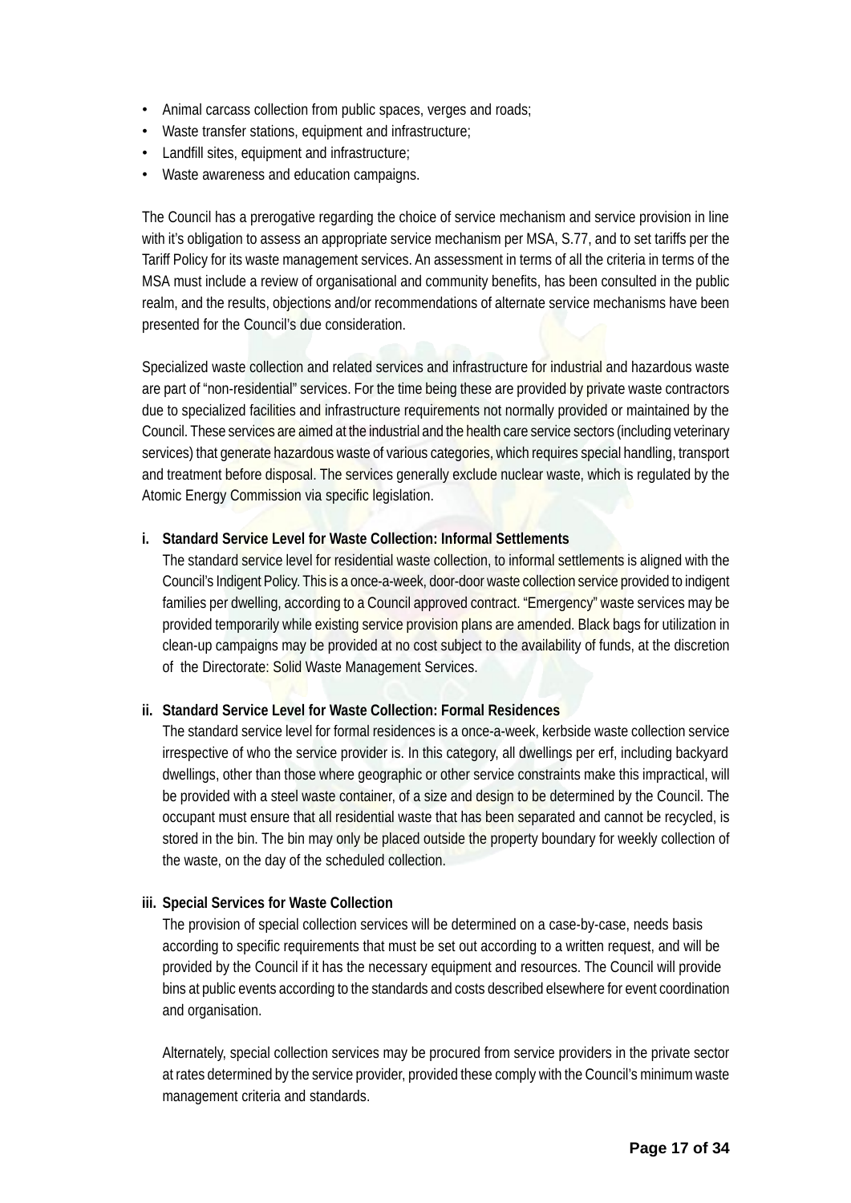- Animal carcass collection from public spaces, verges and roads;
- Waste transfer stations, equipment and infrastructure;
- Landfill sites, equipment and infrastructure;
- Waste awareness and education campaigns.

The Council has a prerogative regarding the choice of service mechanism and service provision in line with it's obligation to assess an appropriate service mechanism per MSA, S.77, and to set tariffs per the Tariff Policy for its waste management services. An assessment in terms of all the criteria in terms of the MSA must include a review of organisational and community benefits, has been consulted in the public realm, and the results, objections and/or recommendations of alternate service mechanisms have been presented for the Council's due consideration.

Specialized waste collection and related services and infrastructure for industrial and hazardous waste are part of "non-residential" services. For the time being these are provided by private waste contractors due to specialized facilities and infrastructure requirements not normally provided or maintained by the Council. These services are aimed at the industrial and the health care service sectors (including veterinary services) that generate hazardous waste of various categories, which requires special handling, transport and treatment before disposal. The services generally exclude nuclear waste, which is regulated by the Atomic Energy Commission via specific legislation.

**i. Standard Service Level for Waste Collection: Informal Settlements**

The standard service level for residential waste collection, to informal settlements is aligned with the Council's Indigent Policy. This is a once-a-week, door-door waste collection service provided to indigent families per dwelling, according to a Council approved contract. "Emergency" waste services may be provided temporarily while existing service provision plans are amended. Black bags for utilization in clean-up campaigns may be provided at no cost subject to the availability of funds, at the discretion of the Directorate: Solid Waste Management Services.

**ii. Standard Service Level for Waste Collection: Formal Residences**

The standard service level for formal residences is a once-a-week, kerbside waste collection service irrespective of who the service provider is. In this category, all dwellings per erf, including backyard dwellings, other than those where geographic or other service constraints make this impractical, will be provided with a steel waste container, of a size and design to be determined by the Council. The occupant must ensure that all residential waste that has been separated and cannot be recycled, is stored in the bin. The bin may only be placed outside the property boundary for weekly collection of the waste, on the day of the scheduled collection.

**iii. Special Services for Waste Collection**

The provision of special collection services will be determined on a case-by-case, needs basis according to specific requirements that must be set out according to a written request, and will be provided by the Council if it has the necessary equipment and resources. The Council will provide bins at public events according to the standards and costs described elsewhere for event coordination and organisation.

Alternately, special collection services may be procured from service providers in the private sector at rates determined by the service provider, provided these comply with the Council's minimum waste management criteria and standards.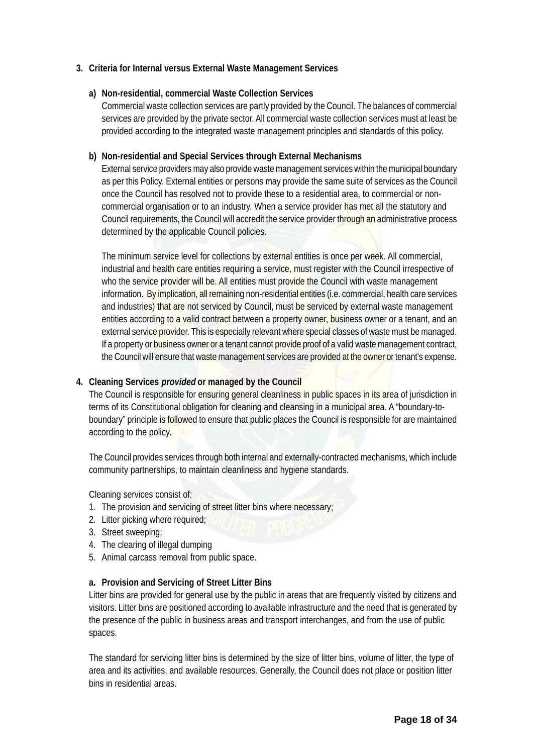## 3. Criteria for Internal versus External Waste Management Services

### a) Non-residential, commercial Waste Collection Services

Commercial waste collection services are partly provided by the Council. The balances of commercial services are provided by the private sector. All commercial waste collection services must at least be provided according to the integrated waste management principles and standards of this policy.

### b) Non-residential and Special Services through External Mechanisms

External service providers may also provide waste management services within the municipal boundary as per this Policy. External entities or persons may provide the same suite of services as the Council once the Council has resolved not to provide these to a residential area, to commercial or non-commercial organisation or to an industry. When a service provider has met all the statutory and Council requirements, the Council will accredit the service provider through an administrative process determined by the applicable Council policies.

The minimum service level for collections by external entities is once per week. All commercial, industrial and health care entities requiring a service, must register with the Council irrespective of who the service provider will be. All entities must provide the Council with waste management information. By implication, all remaining non-residential entities (i.e. commercial, health care services and industries) that are not serviced by Council, must be serviced by external waste management entities according to a valid contract between a property owner, business owner or a tenant, and an external service provider. This is especially relevant where special classes of waste must be managed. If a property or business owner or a tenant cannot provide proof of a valid waste management contract, the Council will ensure that waste management services are provided at the owner or tenant's expense.

## 4. Cleaning Services *provided* or managed by the Council

The Council is responsible for ensuring general cleanliness in public spaces in its area of jurisdiction in terms of its Constitutional obligation for cleaning and cleansing in a municipal area. A "boundary-to-boundary" principle is followed to ensure that public places the Council is responsible for are maintained according to the policy.

The Council provides services through both internal and externally-contracted mechanisms, which include community partnerships, to maintain cleanliness and hygiene standards.

Cleaning services consist of:

1. The provision and servicing of street litter bins where necessary;
2. Litter picking where required;
3. Street sweeping;
4. The clearing of illegal dumping
5. Animal carcass removal from public space.

### a. Provision and Servicing of Street Litter Bins

Litter bins are provided for general use by the public in areas that are frequently visited by citizens and visitors. Litter bins are positioned according to available infrastructure and the need that is generated by the presence of the public in business areas and transport interchanges, and from the use of public spaces.

The standard for servicing litter bins is determined by the size of litter bins, volume of litter, the type of area and its activities, and available resources. Generally, the Council does not place or position litter bins in residential areas.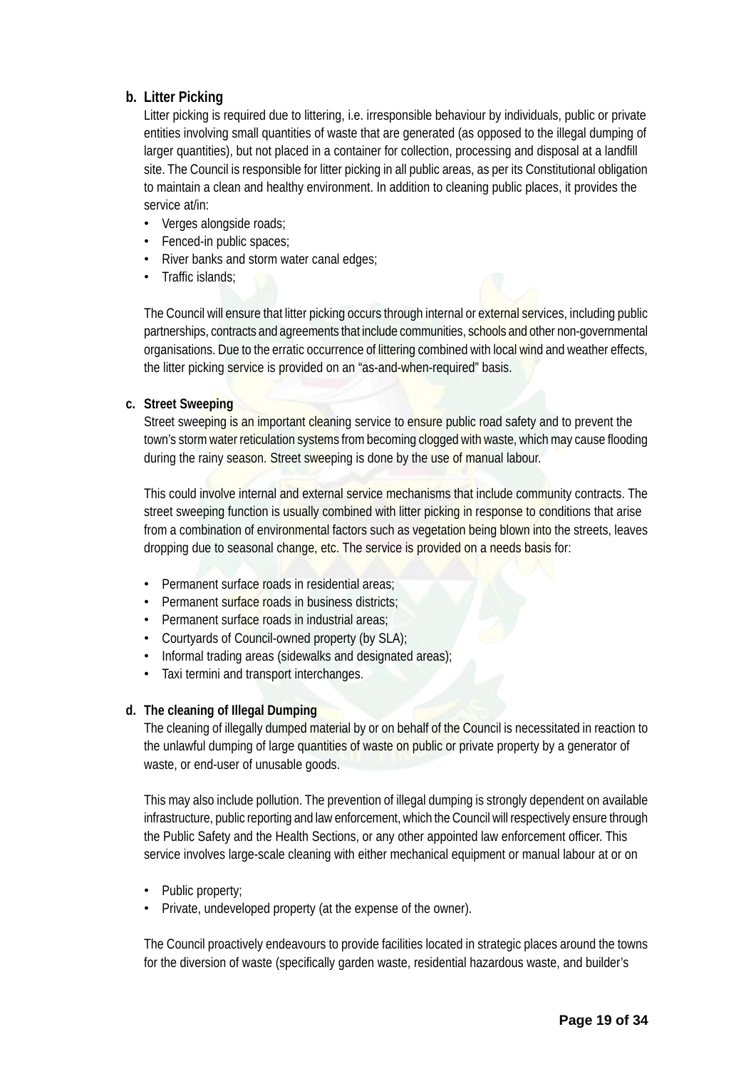**b. Litter Picking**

Litter picking is required due to littering, i.e. irresponsible behaviour by individuals, public or private entities involving small quantities of waste that are generated (as opposed to the illegal dumping of larger quantities), but not placed in a container for collection, processing and disposal at a landfill site. The Council is responsible for litter picking in all public areas, as per its Constitutional obligation to maintain a clean and healthy environment. In addition to cleaning public places, it provides the service at/in:

- Verges alongside roads;
- Fenced-in public spaces;
- River banks and storm water canal edges;
- Traffic islands;

The Council will ensure that litter picking occurs through internal or external services, including public partnerships, contracts and agreements that include communities, schools and other non-governmental organisations. Due to the erratic occurrence of littering combined with local wind and weather effects, the litter picking service is provided on an "as-and-when-required" basis.

**c. Street Sweeping**

Street sweeping is an important cleaning service to ensure public road safety and to prevent the town's storm water reticulation systems from becoming clogged with waste, which may cause flooding during the rainy season. Street sweeping is done by the use of manual labour.

This could involve internal and external service mechanisms that include community contracts. The street sweeping function is usually combined with litter picking in response to conditions that arise from a combination of environmental factors such as vegetation being blown into the streets, leaves dropping due to seasonal change, etc. The service is provided on a needs basis for:

- Permanent surface roads in residential areas;
- Permanent surface roads in business districts;
- Permanent surface roads in industrial areas;
- Courtyards of Council-owned property (by SLA);
- Informal trading areas (sidewalks and designated areas);
- Taxi termini and transport interchanges.

**d. The cleaning of Illegal Dumping**

The cleaning of illegally dumped material by or on behalf of the Council is necessitated in reaction to the unlawful dumping of large quantities of waste on public or private property by a generator of waste, or end-user of unusable goods.

This may also include pollution. The prevention of illegal dumping is strongly dependent on available infrastructure, public reporting and law enforcement, which the Council will respectively ensure through the Public Safety and the Health Sections, or any other appointed law enforcement officer. This service involves large-scale cleaning with either mechanical equipment or manual labour at or on

- Public property;
- Private, undeveloped property (at the expense of the owner).

The Council proactively endeavours to provide facilities located in strategic places around the towns for the diversion of waste (specifically garden waste, residential hazardous waste, and builder's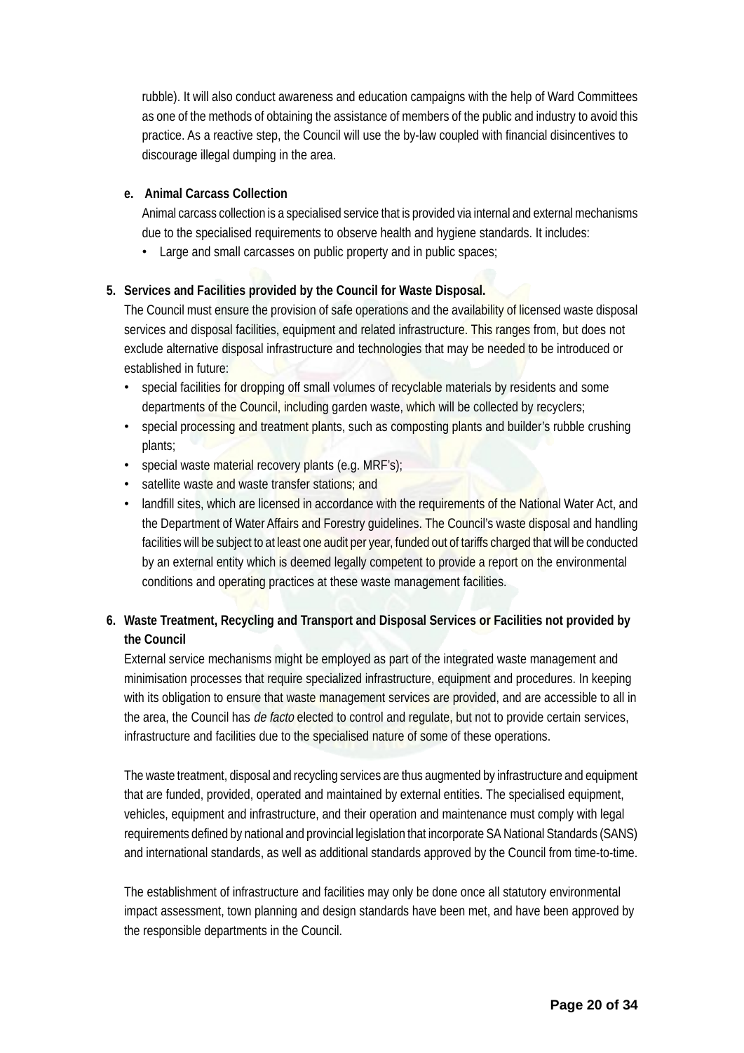rubble). It will also conduct awareness and education campaigns with the help of Ward Committees as one of the methods of obtaining the assistance of members of the public and industry to avoid this practice. As a reactive step, the Council will use the by-law coupled with financial disincentives to discourage illegal dumping in the area.

**e. Animal Carcass Collection**

Animal carcass collection is a specialised service that is provided via internal and external mechanisms due to the specialised requirements to observe health and hygiene standards. It includes:

- Large and small carcasses on public property and in public spaces;

**5. Services and Facilities provided by the Council for Waste Disposal.**

The Council must ensure the provision of safe operations and the availability of licensed waste disposal services and disposal facilities, equipment and related infrastructure. This ranges from, but does not exclude alternative disposal infrastructure and technologies that may be needed to be introduced or established in future:

- special facilities for dropping off small volumes of recyclable materials by residents and some departments of the Council, including garden waste, which will be collected by recyclers;
- special processing and treatment plants, such as composting plants and builder's rubble crushing plants;
- special waste material recovery plants (e.g. MRF's);
- satellite waste and waste transfer stations; and
- landfill sites, which are licensed in accordance with the requirements of the National Water Act, and the Department of Water Affairs and Forestry guidelines. The Council's waste disposal and handling facilities will be subject to at least one audit per year, funded out of tariffs charged that will be conducted by an external entity which is deemed legally competent to provide a report on the environmental conditions and operating practices at these waste management facilities.

**6. Waste Treatment, Recycling and Transport and Disposal Services or Facilities not provided by the Council**

External service mechanisms might be employed as part of the integrated waste management and minimisation processes that require specialized infrastructure, equipment and procedures. In keeping with its obligation to ensure that waste management services are provided, and are accessible to all in the area, the Council has *de facto* elected to control and regulate, but not to provide certain services, infrastructure and facilities due to the specialised nature of some of these operations.

The waste treatment, disposal and recycling services are thus augmented by infrastructure and equipment that are funded, provided, operated and maintained by external entities. The specialised equipment, vehicles, equipment and infrastructure, and their operation and maintenance must comply with legal requirements defined by national and provincial legislation that incorporate SA National Standards (SANS) and international standards, as well as additional standards approved by the Council from time-to-time.

The establishment of infrastructure and facilities may only be done once all statutory environmental impact assessment, town planning and design standards have been met, and have been approved by the responsible departments in the Council.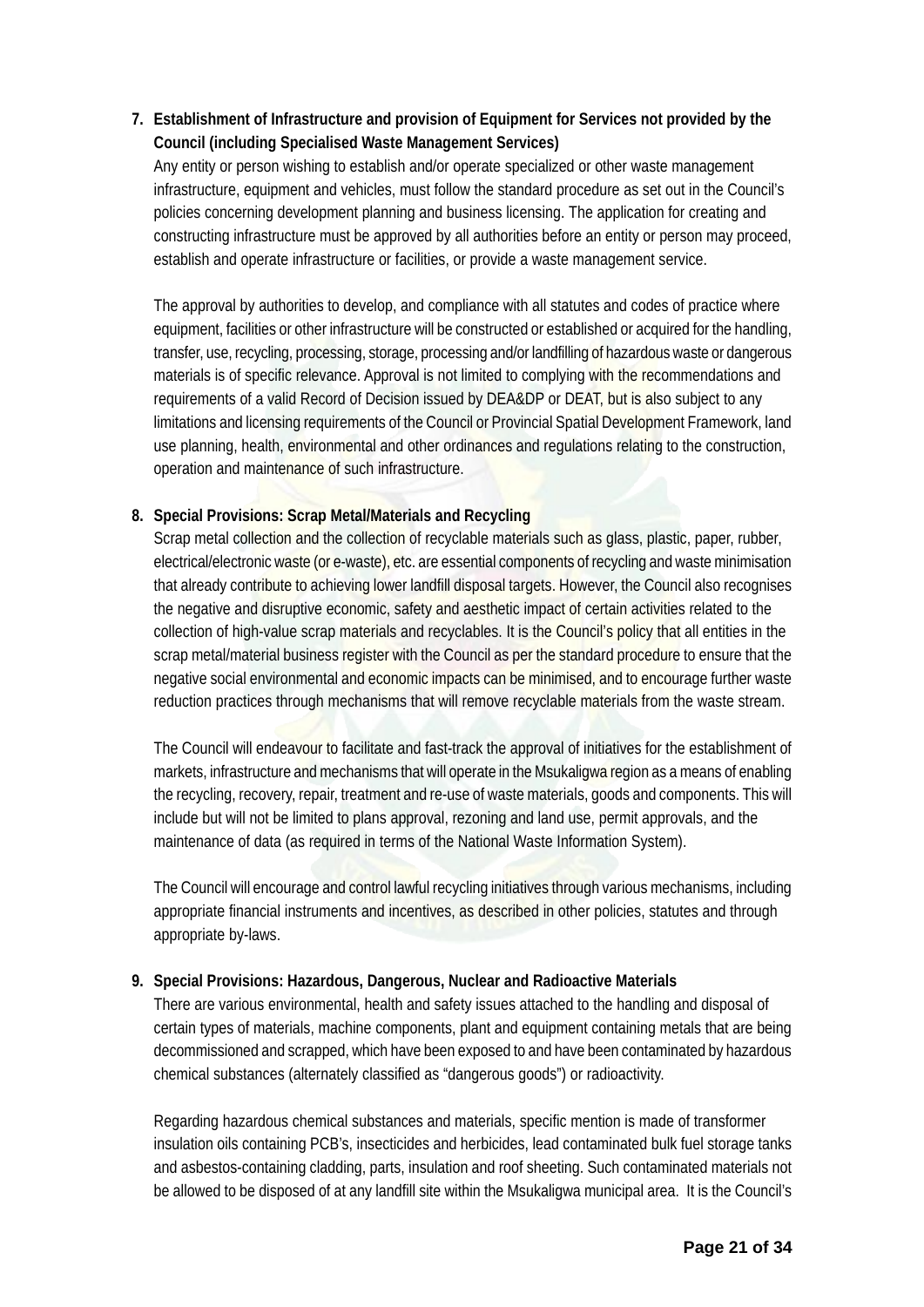7. **Establishment of Infrastructure and provision of Equipment for Services not provided by the Council (including Specialised Waste Management Services)**

   Any entity or person wishing to establish and/or operate specialized or other waste management infrastructure, equipment and vehicles, must follow the standard procedure as set out in the Council's policies concerning development planning and business licensing. The application for creating and constructing infrastructure must be approved by all authorities before an entity or person may proceed, establish and operate infrastructure or facilities, or provide a waste management service.

   The approval by authorities to develop, and compliance with all statutes and codes of practice where equipment, facilities or other infrastructure will be constructed or established or acquired for the handling, transfer, use, recycling, processing, storage, processing and/or landfilling of hazardous waste or dangerous materials is of specific relevance. Approval is not limited to complying with the recommendations and requirements of a valid Record of Decision issued by DEA&DP or DEAT, but is also subject to any limitations and licensing requirements of the Council or Provincial Spatial Development Framework, land use planning, health, environmental and other ordinances and regulations relating to the construction, operation and maintenance of such infrastructure.

8. **Special Provisions: Scrap Metal/Materials and Recycling**

   Scrap metal collection and the collection of recyclable materials such as glass, plastic, paper, rubber, electrical/electronic waste (or e-waste), etc. are essential components of recycling and waste minimisation that already contribute to achieving lower landfill disposal targets. However, the Council also recognises the negative and disruptive economic, safety and aesthetic impact of certain activities related to the collection of high-value scrap materials and recyclables. It is the Council's policy that all entities in the scrap metal/material business register with the Council as per the standard procedure to ensure that the negative social environmental and economic impacts can be minimised, and to encourage further waste reduction practices through mechanisms that will remove recyclable materials from the waste stream.

   The Council will endeavour to facilitate and fast-track the approval of initiatives for the establishment of markets, infrastructure and mechanisms that will operate in the Msukaligwa region as a means of enabling the recycling, recovery, repair, treatment and re-use of waste materials, goods and components. This will include but will not be limited to plans approval, rezoning and land use, permit approvals, and the maintenance of data (as required in terms of the National Waste Information System).

   The Council will encourage and control lawful recycling initiatives through various mechanisms, including appropriate financial instruments and incentives, as described in other policies, statutes and through appropriate by-laws.

9. **Special Provisions: Hazardous, Dangerous, Nuclear and Radioactive Materials**

   There are various environmental, health and safety issues attached to the handling and disposal of certain types of materials, machine components, plant and equipment containing metals that are being decommissioned and scrapped, which have been exposed to and have been contaminated by hazardous chemical substances (alternately classified as "dangerous goods") or radioactivity.

   Regarding hazardous chemical substances and materials, specific mention is made of transformer insulation oils containing PCB's, insecticides and herbicides, lead contaminated bulk fuel storage tanks and asbestos-containing cladding, parts, insulation and roof sheeting. Such contaminated materials not be allowed to be disposed of at any landfill site within the Msukaligwa municipal area. It is the Council's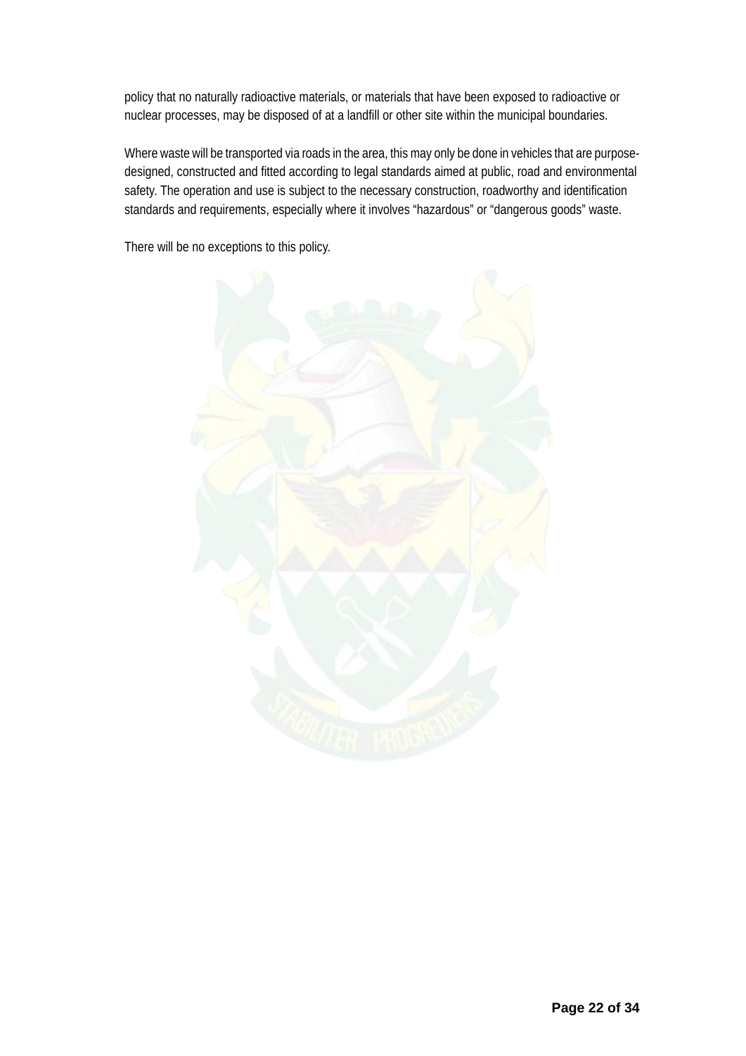policy that no naturally radioactive materials, or materials that have been exposed to radioactive or nuclear processes, may be disposed of at a landfill or other site within the municipal boundaries.

Where waste will be transported via roads in the area, this may only be done in vehicles that are purpose-designed, constructed and fitted according to legal standards aimed at public, road and environmental safety. The operation and use is subject to the necessary construction, roadworthy and identification standards and requirements, especially where it involves "hazardous" or "dangerous goods" waste.

There will be no exceptions to this policy.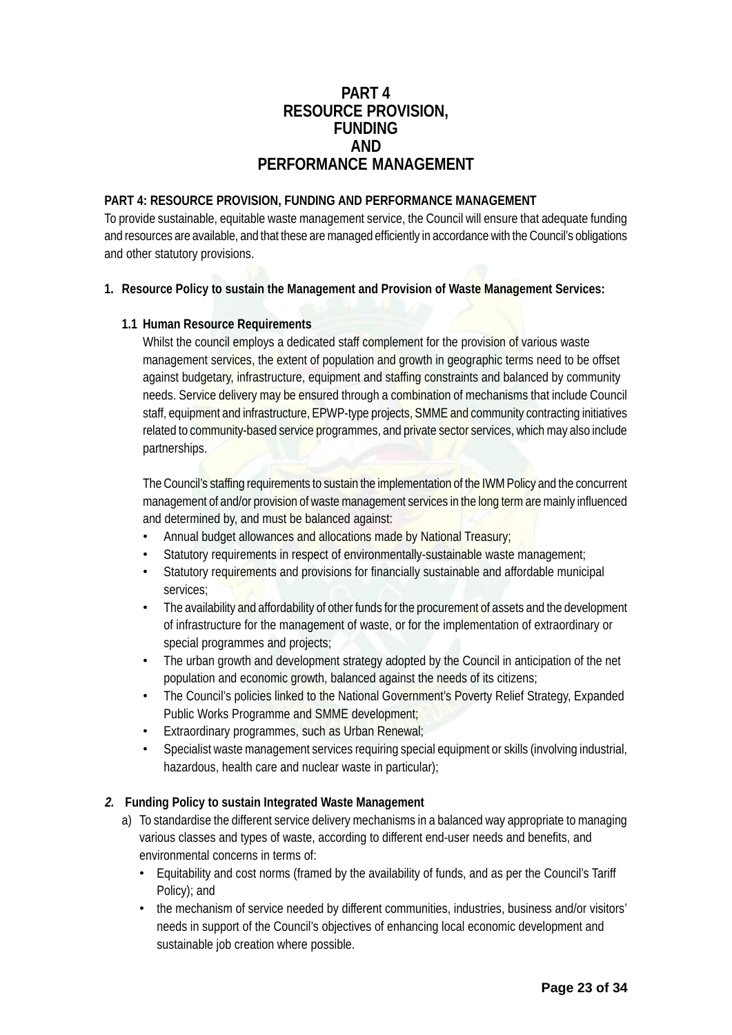# PART 4
# RESOURCE PROVISION,
# FUNDING
# AND
# PERFORMANCE MANAGEMENT

**PART 4: RESOURCE PROVISION, FUNDING AND PERFORMANCE MANAGEMENT**

To provide sustainable, equitable waste management service, the Council will ensure that adequate funding and resources are available, and that these are managed efficiently in accordance with the Council's obligations and other statutory provisions.

**1. Resource Policy to sustain the Management and Provision of Waste Management Services:**

**1.1 Human Resource Requirements**

Whilst the council employs a dedicated staff complement for the provision of various waste management services, the extent of population and growth in geographic terms need to be offset against budgetary, infrastructure, equipment and staffing constraints and balanced by community needs. Service delivery may be ensured through a combination of mechanisms that include Council staff, equipment and infrastructure, EPWP-type projects, SMME and community contracting initiatives related to community-based service programmes, and private sector services, which may also include partnerships.

The Council's staffing requirements to sustain the implementation of the IWM Policy and the concurrent management of and/or provision of waste management services in the long term are mainly influenced and determined by, and must be balanced against:

- Annual budget allowances and allocations made by National Treasury;
- Statutory requirements in respect of environmentally-sustainable waste management;
- Statutory requirements and provisions for financially sustainable and affordable municipal services;
- The availability and affordability of other funds for the procurement of assets and the development of infrastructure for the management of waste, or for the implementation of extraordinary or special programmes and projects;
- The urban growth and development strategy adopted by the Council in anticipation of the net population and economic growth, balanced against the needs of its citizens;
- The Council's policies linked to the National Government's Poverty Relief Strategy, Expanded Public Works Programme and SMME development;
- Extraordinary programmes, such as Urban Renewal;
- Specialist waste management services requiring special equipment or skills (involving industrial, hazardous, health care and nuclear waste in particular);

***2.*** **Funding Policy to sustain Integrated Waste Management**

a) To standardise the different service delivery mechanisms in a balanced way appropriate to managing various classes and types of waste, according to different end-user needs and benefits, and environmental concerns in terms of:
   - Equitability and cost norms (framed by the availability of funds, and as per the Council's Tariff Policy); and
   - the mechanism of service needed by different communities, industries, business and/or visitors' needs in support of the Council's objectives of enhancing local economic development and sustainable job creation where possible.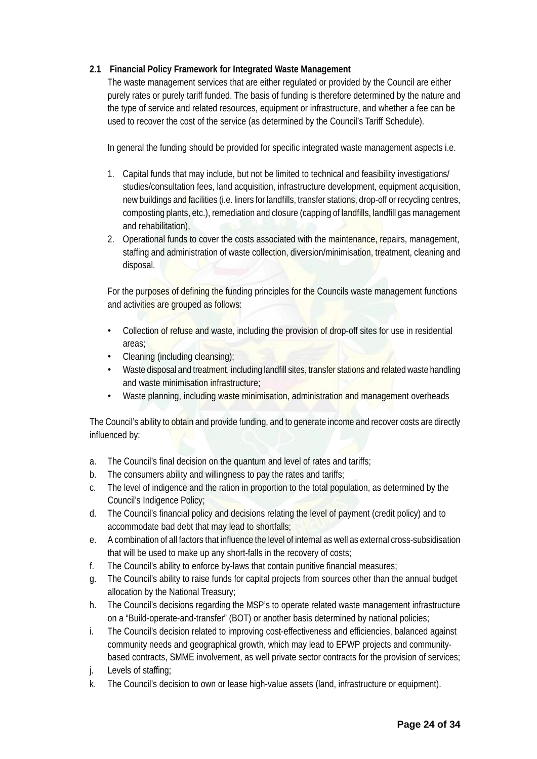### 2.1 Financial Policy Framework for Integrated Waste Management

The waste management services that are either regulated or provided by the Council are either purely rates or purely tariff funded. The basis of funding is therefore determined by the nature and the type of service and related resources, equipment or infrastructure, and whether a fee can be used to recover the cost of the service (as determined by the Council's Tariff Schedule).

In general the funding should be provided for specific integrated waste management aspects i.e.

1. Capital funds that may include, but not be limited to technical and feasibility investigations/ studies/consultation fees, land acquisition, infrastructure development, equipment acquisition, new buildings and facilities (i.e. liners for landfills, transfer stations, drop-off or recycling centres, composting plants, etc.), remediation and closure (capping of landfills, landfill gas management and rehabilitation),
2. Operational funds to cover the costs associated with the maintenance, repairs, management, staffing and administration of waste collection, diversion/minimisation, treatment, cleaning and disposal.

For the purposes of defining the funding principles for the Councils waste management functions and activities are grouped as follows:

- Collection of refuse and waste, including the provision of drop-off sites for use in residential areas;
- Cleaning (including cleansing);
- Waste disposal and treatment, including landfill sites, transfer stations and related waste handling and waste minimisation infrastructure;
- Waste planning, including waste minimisation, administration and management overheads

The Council's ability to obtain and provide funding, and to generate income and recover costs are directly influenced by:

a. The Council's final decision on the quantum and level of rates and tariffs;
b. The consumers ability and willingness to pay the rates and tariffs;
c. The level of indigence and the ration in proportion to the total population, as determined by the Council's Indigence Policy;
d. The Council's financial policy and decisions relating the level of payment (credit policy) and to accommodate bad debt that may lead to shortfalls;
e. A combination of all factors that influence the level of internal as well as external cross-subsidisation that will be used to make up any short-falls in the recovery of costs;
f. The Council's ability to enforce by-laws that contain punitive financial measures;
g. The Council's ability to raise funds for capital projects from sources other than the annual budget allocation by the National Treasury;
h. The Council's decisions regarding the MSP's to operate related waste management infrastructure on a "Build-operate-and-transfer" (BOT) or another basis determined by national policies;
i. The Council's decision related to improving cost-effectiveness and efficiencies, balanced against community needs and geographical growth, which may lead to EPWP projects and community-based contracts, SMME involvement, as well private sector contracts for the provision of services;
j. Levels of staffing;
k. The Council's decision to own or lease high-value assets (land, infrastructure or equipment).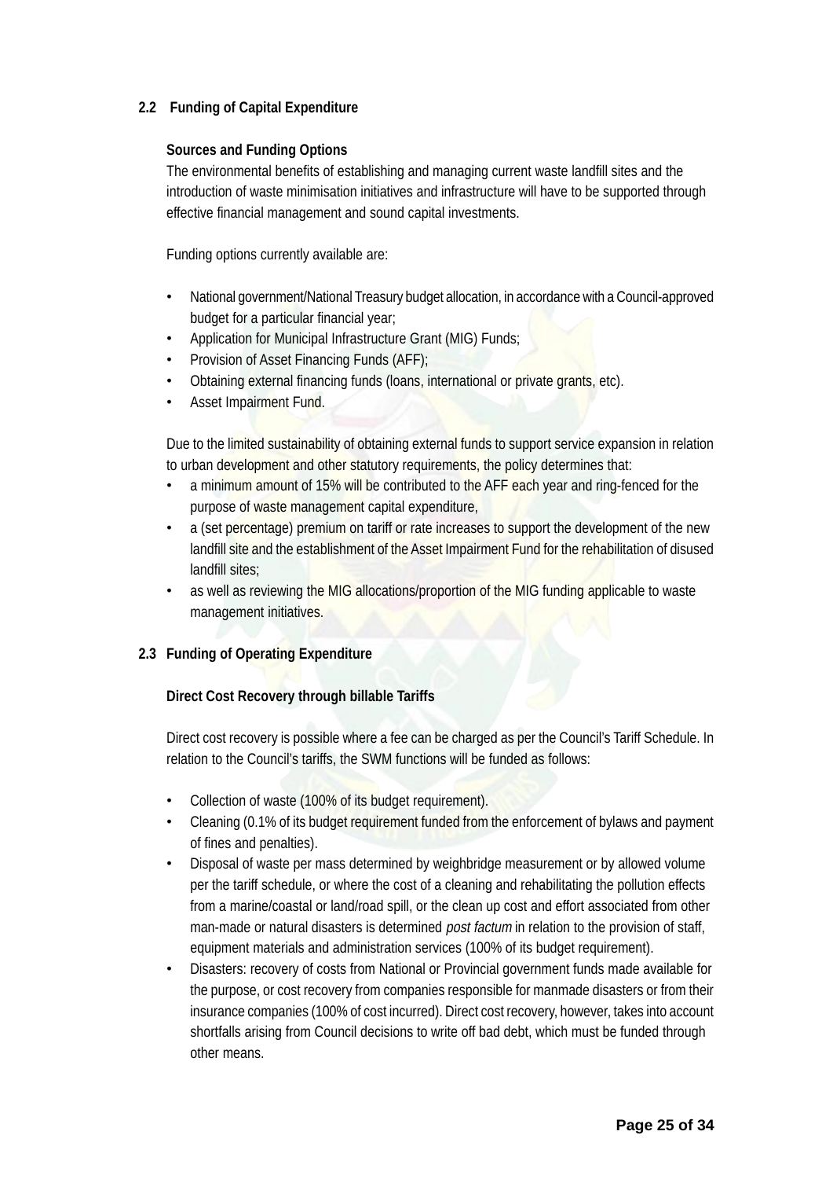## 2.2 Funding of Capital Expenditure

**Sources and Funding Options**

The environmental benefits of establishing and managing current waste landfill sites and the introduction of waste minimisation initiatives and infrastructure will have to be supported through effective financial management and sound capital investments.

Funding options currently available are:

- National government/National Treasury budget allocation, in accordance with a Council-approved budget for a particular financial year;
- Application for Municipal Infrastructure Grant (MIG) Funds;
- Provision of Asset Financing Funds (AFF);
- Obtaining external financing funds (loans, international or private grants, etc).
- Asset Impairment Fund.

Due to the limited sustainability of obtaining external funds to support service expansion in relation to urban development and other statutory requirements, the policy determines that:

- a minimum amount of 15% will be contributed to the AFF each year and ring-fenced for the purpose of waste management capital expenditure,
- a (set percentage) premium on tariff or rate increases to support the development of the new landfill site and the establishment of the Asset Impairment Fund for the rehabilitation of disused landfill sites;
- as well as reviewing the MIG allocations/proportion of the MIG funding applicable to waste management initiatives.

## 2.3 Funding of Operating Expenditure

**Direct Cost Recovery through billable Tariffs**

Direct cost recovery is possible where a fee can be charged as per the Council's Tariff Schedule. In relation to the Council's tariffs, the SWM functions will be funded as follows:

- Collection of waste (100% of its budget requirement).
- Cleaning (0.1% of its budget requirement funded from the enforcement of bylaws and payment of fines and penalties).
- Disposal of waste per mass determined by weighbridge measurement or by allowed volume per the tariff schedule, or where the cost of a cleaning and rehabilitating the pollution effects from a marine/coastal or land/road spill, or the clean up cost and effort associated from other man-made or natural disasters is determined *post factum* in relation to the provision of staff, equipment materials and administration services (100% of its budget requirement).
- Disasters: recovery of costs from National or Provincial government funds made available for the purpose, or cost recovery from companies responsible for manmade disasters or from their insurance companies (100% of cost incurred). Direct cost recovery, however, takes into account shortfalls arising from Council decisions to write off bad debt, which must be funded through other means.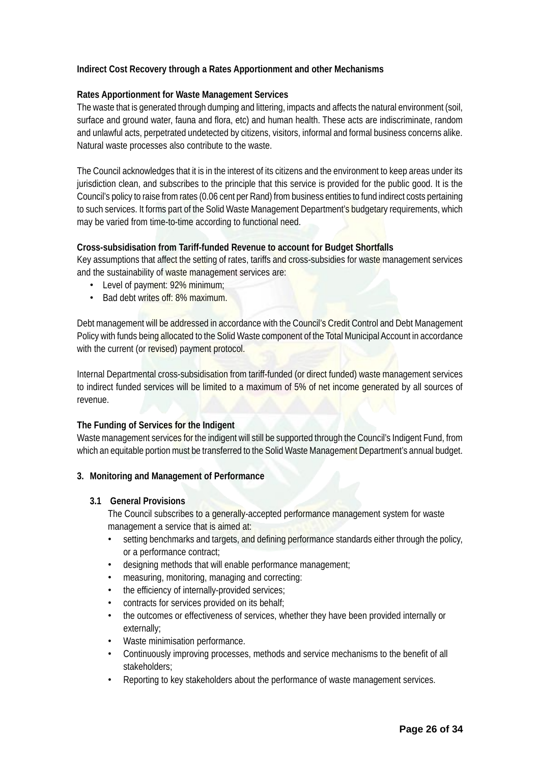**Indirect Cost Recovery through a Rates Apportionment and other Mechanisms**

**Rates Apportionment for Waste Management Services**

The waste that is generated through dumping and littering, impacts and affects the natural environment (soil, surface and ground water, fauna and flora, etc) and human health. These acts are indiscriminate, random and unlawful acts, perpetrated undetected by citizens, visitors, informal and formal business concerns alike. Natural waste processes also contribute to the waste.

The Council acknowledges that it is in the interest of its citizens and the environment to keep areas under its jurisdiction clean, and subscribes to the principle that this service is provided for the public good. It is the Council's policy to raise from rates (0.06 cent per Rand) from business entities to fund indirect costs pertaining to such services. It forms part of the Solid Waste Management Department's budgetary requirements, which may be varied from time-to-time according to functional need.

**Cross-subsidisation from Tariff-funded Revenue to account for Budget Shortfalls**

Key assumptions that affect the setting of rates, tariffs and cross-subsidies for waste management services and the sustainability of waste management services are:

- Level of payment: 92% minimum;
- Bad debt writes off: 8% maximum.

Debt management will be addressed in accordance with the Council's Credit Control and Debt Management Policy with funds being allocated to the Solid Waste component of the Total Municipal Account in accordance with the current (or revised) payment protocol.

Internal Departmental cross-subsidisation from tariff-funded (or direct funded) waste management services to indirect funded services will be limited to a maximum of 5% of net income generated by all sources of revenue.

**The Funding of Services for the Indigent**

Waste management services for the indigent will still be supported through the Council's Indigent Fund, from which an equitable portion must be transferred to the Solid Waste Management Department's annual budget.

## 3. Monitoring and Management of Performance

### 3.1 General Provisions

The Council subscribes to a generally-accepted performance management system for waste management a service that is aimed at:

- setting benchmarks and targets, and defining performance standards either through the policy, or a performance contract;
- designing methods that will enable performance management;
- measuring, monitoring, managing and correcting:
- the efficiency of internally-provided services;
- contracts for services provided on its behalf;
- the outcomes or effectiveness of services, whether they have been provided internally or externally;
- Waste minimisation performance.
- Continuously improving processes, methods and service mechanisms to the benefit of all stakeholders;
- Reporting to key stakeholders about the performance of waste management services.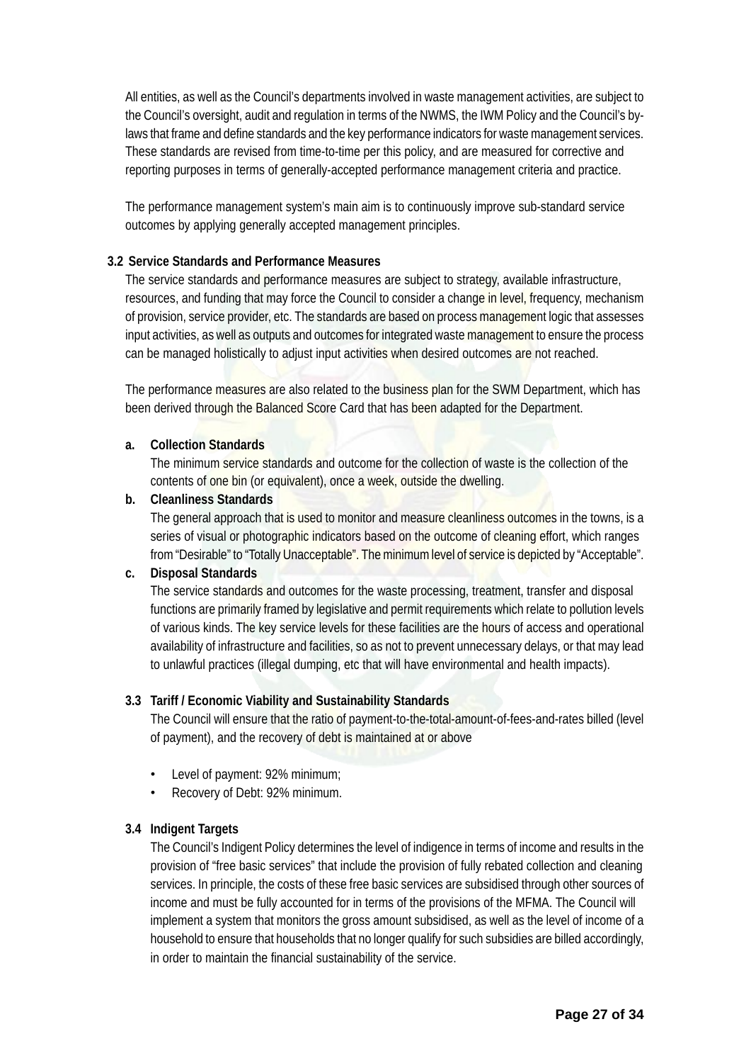All entities, as well as the Council's departments involved in waste management activities, are subject to the Council's oversight, audit and regulation in terms of the NWMS, the IWM Policy and the Council's by-laws that frame and define standards and the key performance indicators for waste management services. These standards are revised from time-to-time per this policy, and are measured for corrective and reporting purposes in terms of generally-accepted performance management criteria and practice.

The performance management system's main aim is to continuously improve sub-standard service outcomes by applying generally accepted management principles.

### 3.2 Service Standards and Performance Measures

The service standards and performance measures are subject to strategy, available infrastructure, resources, and funding that may force the Council to consider a change in level, frequency, mechanism of provision, service provider, etc. The standards are based on process management logic that assesses input activities, as well as outputs and outcomes for integrated waste management to ensure the process can be managed holistically to adjust input activities when desired outcomes are not reached.

The performance measures are also related to the business plan for the SWM Department, which has been derived through the Balanced Score Card that has been adapted for the Department.

**a. Collection Standards**

The minimum service standards and outcome for the collection of waste is the collection of the contents of one bin (or equivalent), once a week, outside the dwelling.

**b. Cleanliness Standards**

The general approach that is used to monitor and measure cleanliness outcomes in the towns, is a series of visual or photographic indicators based on the outcome of cleaning effort, which ranges from "Desirable" to "Totally Unacceptable". The minimum level of service is depicted by "Acceptable".

**c. Disposal Standards**

The service standards and outcomes for the waste processing, treatment, transfer and disposal functions are primarily framed by legislative and permit requirements which relate to pollution levels of various kinds. The key service levels for these facilities are the hours of access and operational availability of infrastructure and facilities, so as not to prevent unnecessary delays, or that may lead to unlawful practices (illegal dumping, etc that will have environmental and health impacts).

### 3.3 Tariff / Economic Viability and Sustainability Standards

The Council will ensure that the ratio of payment-to-the-total-amount-of-fees-and-rates billed (level of payment), and the recovery of debt is maintained at or above

- Level of payment: 92% minimum;
- Recovery of Debt: 92% minimum.

### 3.4 Indigent Targets

The Council's Indigent Policy determines the level of indigence in terms of income and results in the provision of "free basic services" that include the provision of fully rebated collection and cleaning services. In principle, the costs of these free basic services are subsidised through other sources of income and must be fully accounted for in terms of the provisions of the MFMA. The Council will implement a system that monitors the gross amount subsidised, as well as the level of income of a household to ensure that households that no longer qualify for such subsidies are billed accordingly, in order to maintain the financial sustainability of the service.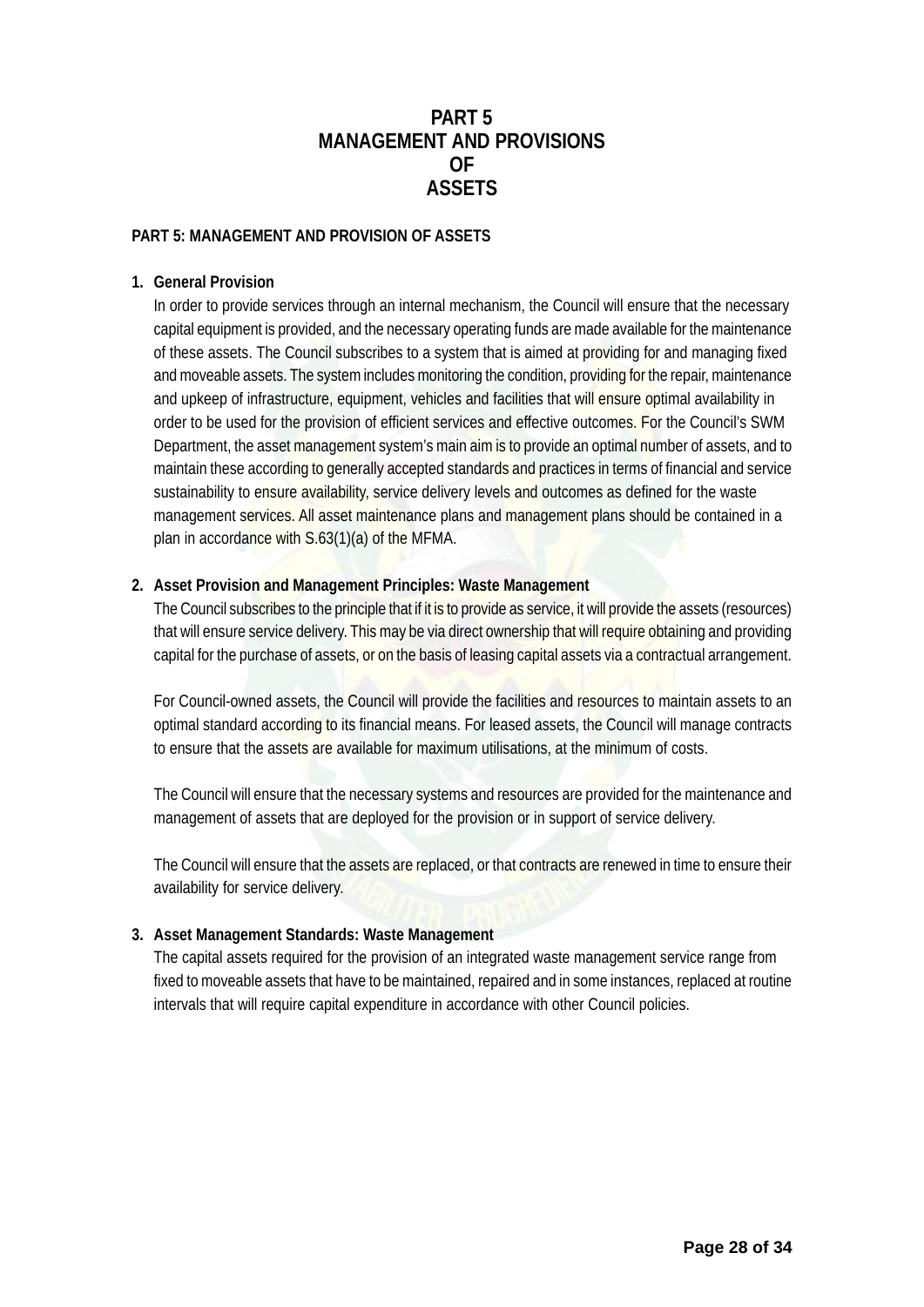# PART 5
# MANAGEMENT AND PROVISIONS
# OF
# ASSETS

**PART 5: MANAGEMENT AND PROVISION OF ASSETS**

1. **General Provision**

   In order to provide services through an internal mechanism, the Council will ensure that the necessary capital equipment is provided, and the necessary operating funds are made available for the maintenance of these assets. The Council subscribes to a system that is aimed at providing for and managing fixed and moveable assets. The system includes monitoring the condition, providing for the repair, maintenance and upkeep of infrastructure, equipment, vehicles and facilities that will ensure optimal availability in order to be used for the provision of efficient services and effective outcomes. For the Council's SWM Department, the asset management system's main aim is to provide an optimal number of assets, and to maintain these according to generally accepted standards and practices in terms of financial and service sustainability to ensure availability, service delivery levels and outcomes as defined for the waste management services. All asset maintenance plans and management plans should be contained in a plan in accordance with S.63(1)(a) of the MFMA.

2. **Asset Provision and Management Principles: Waste Management**

   The Council subscribes to the principle that if it is to provide as service, it will provide the assets (resources) that will ensure service delivery. This may be via direct ownership that will require obtaining and providing capital for the purchase of assets, or on the basis of leasing capital assets via a contractual arrangement.

   For Council-owned assets, the Council will provide the facilities and resources to maintain assets to an optimal standard according to its financial means. For leased assets, the Council will manage contracts to ensure that the assets are available for maximum utilisations, at the minimum of costs.

   The Council will ensure that the necessary systems and resources are provided for the maintenance and management of assets that are deployed for the provision or in support of service delivery.

   The Council will ensure that the assets are replaced, or that contracts are renewed in time to ensure their availability for service delivery.

3. **Asset Management Standards: Waste Management**

   The capital assets required for the provision of an integrated waste management service range from fixed to moveable assets that have to be maintained, repaired and in some instances, replaced at routine intervals that will require capital expenditure in accordance with other Council policies.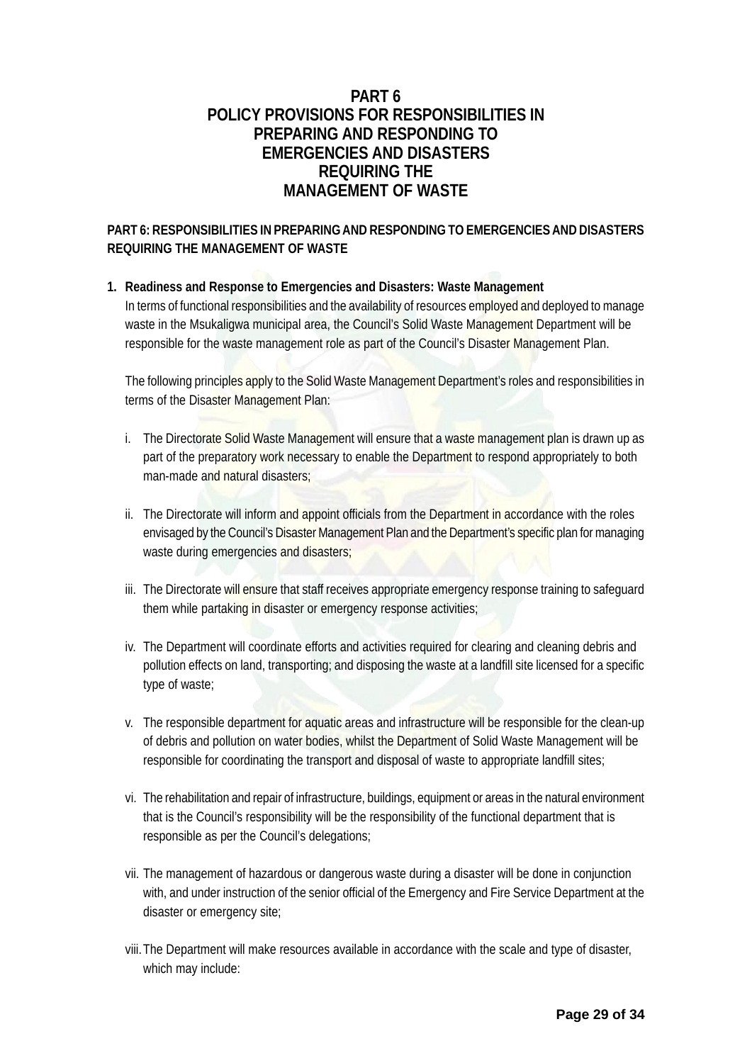# PART 6
# POLICY PROVISIONS FOR RESPONSIBILITIES IN PREPARING AND RESPONDING TO EMERGENCIES AND DISASTERS REQUIRING THE MANAGEMENT OF WASTE

**PART 6: RESPONSIBILITIES IN PREPARING AND RESPONDING TO EMERGENCIES AND DISASTERS REQUIRING THE MANAGEMENT OF WASTE**

1. **Readiness and Response to Emergencies and Disasters: Waste Management**

   In terms of functional responsibilities and the availability of resources employed and deployed to manage waste in the Msukaligwa municipal area, the Council's Solid Waste Management Department will be responsible for the waste management role as part of the Council's Disaster Management Plan.

   The following principles apply to the Solid Waste Management Department's roles and responsibilities in terms of the Disaster Management Plan:

   i. The Directorate Solid Waste Management will ensure that a waste management plan is drawn up as part of the preparatory work necessary to enable the Department to respond appropriately to both man-made and natural disasters;

   ii. The Directorate will inform and appoint officials from the Department in accordance with the roles envisaged by the Council's Disaster Management Plan and the Department's specific plan for managing waste during emergencies and disasters;

   iii. The Directorate will ensure that staff receives appropriate emergency response training to safeguard them while partaking in disaster or emergency response activities;

   iv. The Department will coordinate efforts and activities required for clearing and cleaning debris and pollution effects on land, transporting; and disposing the waste at a landfill site licensed for a specific type of waste;

   v. The responsible department for aquatic areas and infrastructure will be responsible for the clean-up of debris and pollution on water bodies, whilst the Department of Solid Waste Management will be responsible for coordinating the transport and disposal of waste to appropriate landfill sites;

   vi. The rehabilitation and repair of infrastructure, buildings, equipment or areas in the natural environment that is the Council's responsibility will be the responsibility of the functional department that is responsible as per the Council's delegations;

   vii. The management of hazardous or dangerous waste during a disaster will be done in conjunction with, and under instruction of the senior official of the Emergency and Fire Service Department at the disaster or emergency site;

   viii. The Department will make resources available in accordance with the scale and type of disaster, which may include: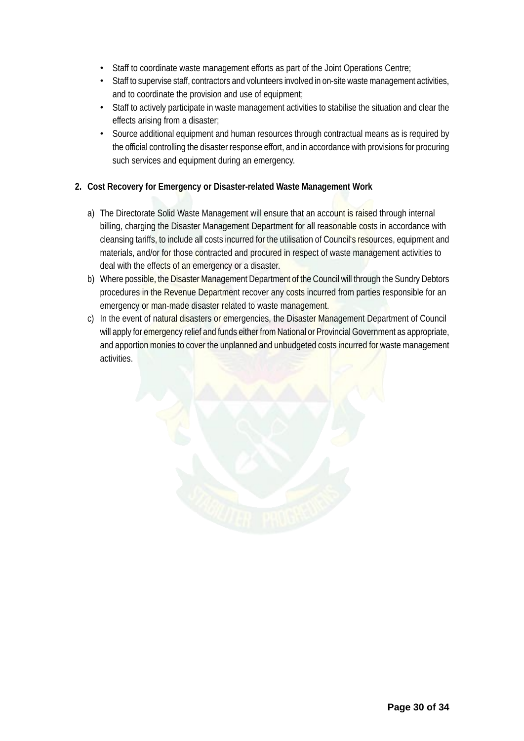- Staff to coordinate waste management efforts as part of the Joint Operations Centre;
- Staff to supervise staff, contractors and volunteers involved in on-site waste management activities, and to coordinate the provision and use of equipment;
- Staff to actively participate in waste management activities to stabilise the situation and clear the effects arising from a disaster;
- Source additional equipment and human resources through contractual means as is required by the official controlling the disaster response effort, and in accordance with provisions for procuring such services and equipment during an emergency.

**2. Cost Recovery for Emergency or Disaster-related Waste Management Work**

a) The Directorate Solid Waste Management will ensure that an account is raised through internal billing, charging the Disaster Management Department for all reasonable costs in accordance with cleansing tariffs, to include all costs incurred for the utilisation of Council's resources, equipment and materials, and/or for those contracted and procured in respect of waste management activities to deal with the effects of an emergency or a disaster.

b) Where possible, the Disaster Management Department of the Council will through the Sundry Debtors procedures in the Revenue Department recover any costs incurred from parties responsible for an emergency or man-made disaster related to waste management.

c) In the event of natural disasters or emergencies, the Disaster Management Department of Council will apply for emergency relief and funds either from National or Provincial Government as appropriate, and apportion monies to cover the unplanned and unbudgeted costs incurred for waste management activities.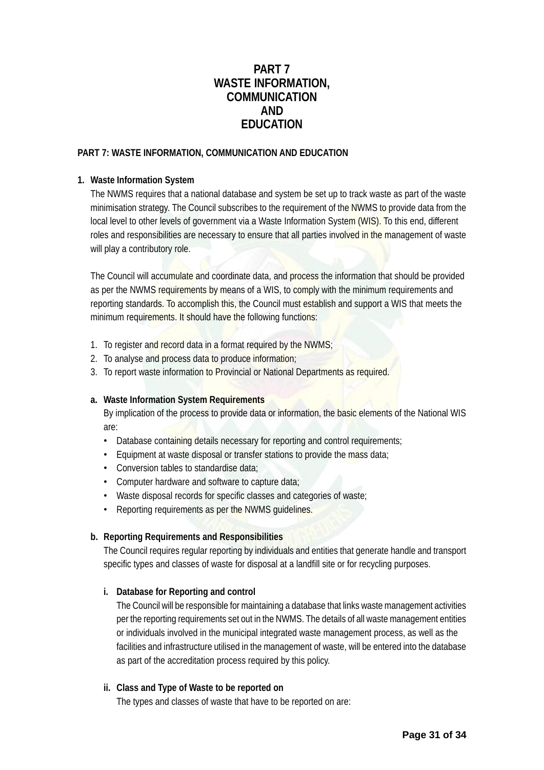# PART 7
# WASTE INFORMATION, COMMUNICATION AND EDUCATION

**PART 7: WASTE INFORMATION, COMMUNICATION AND EDUCATION**

## 1. Waste Information System

The NWMS requires that a national database and system be set up to track waste as part of the waste minimisation strategy. The Council subscribes to the requirement of the NWMS to provide data from the local level to other levels of government via a Waste Information System (WIS). To this end, different roles and responsibilities are necessary to ensure that all parties involved in the management of waste will play a contributory role.

The Council will accumulate and coordinate data, and process the information that should be provided as per the NWMS requirements by means of a WIS, to comply with the minimum requirements and reporting standards. To accomplish this, the Council must establish and support a WIS that meets the minimum requirements. It should have the following functions:

1. To register and record data in a format required by the NWMS;
2. To analyse and process data to produce information;
3. To report waste information to Provincial or National Departments as required.

### a. Waste Information System Requirements

By implication of the process to provide data or information, the basic elements of the National WIS are:

- Database containing details necessary for reporting and control requirements;
- Equipment at waste disposal or transfer stations to provide the mass data;
- Conversion tables to standardise data;
- Computer hardware and software to capture data;
- Waste disposal records for specific classes and categories of waste;
- Reporting requirements as per the NWMS guidelines.

### b. Reporting Requirements and Responsibilities

The Council requires regular reporting by individuals and entities that generate handle and transport specific types and classes of waste for disposal at a landfill site or for recycling purposes.

#### i. Database for Reporting and control

The Council will be responsible for maintaining a database that links waste management activities per the reporting requirements set out in the NWMS. The details of all waste management entities or individuals involved in the municipal integrated waste management process, as well as the facilities and infrastructure utilised in the management of waste, will be entered into the database as part of the accreditation process required by this policy.

#### ii. Class and Type of Waste to be reported on

The types and classes of waste that have to be reported on are: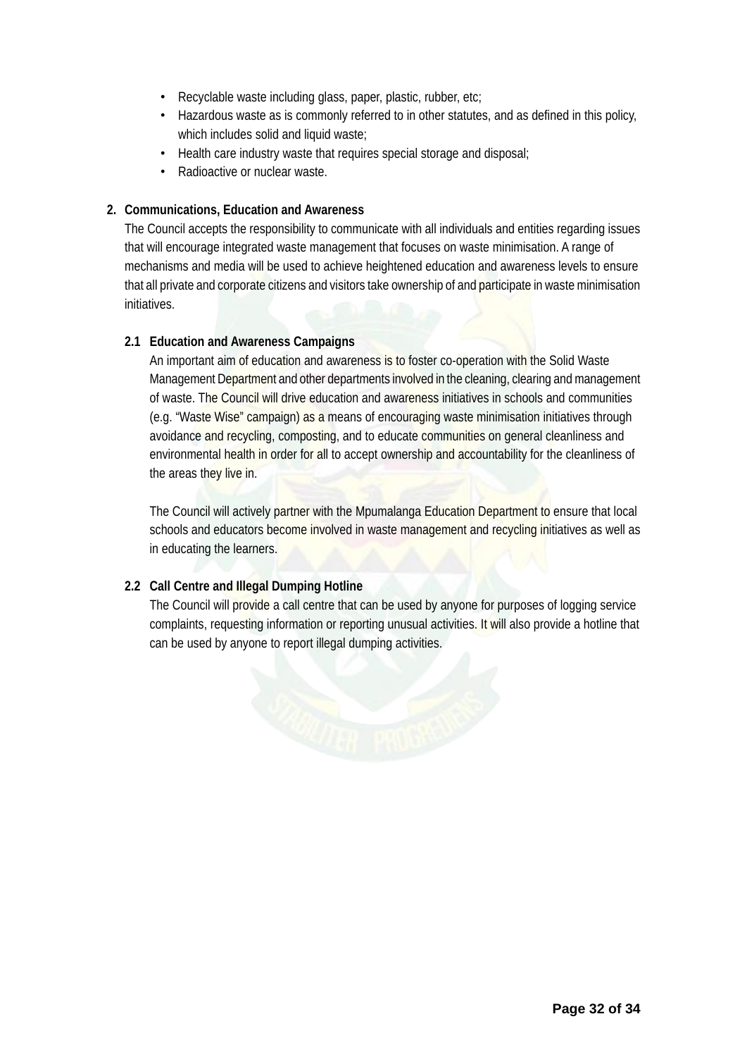- Recyclable waste including glass, paper, plastic, rubber, etc;
- Hazardous waste as is commonly referred to in other statutes, and as defined in this policy, which includes solid and liquid waste;
- Health care industry waste that requires special storage and disposal;
- Radioactive or nuclear waste.

**2. Communications, Education and Awareness**

The Council accepts the responsibility to communicate with all individuals and entities regarding issues that will encourage integrated waste management that focuses on waste minimisation. A range of mechanisms and media will be used to achieve heightened education and awareness levels to ensure that all private and corporate citizens and visitors take ownership of and participate in waste minimisation initiatives.

**2.1 Education and Awareness Campaigns**

An important aim of education and awareness is to foster co-operation with the Solid Waste Management Department and other departments involved in the cleaning, clearing and management of waste. The Council will drive education and awareness initiatives in schools and communities (e.g. "Waste Wise" campaign) as a means of encouraging waste minimisation initiatives through avoidance and recycling, composting, and to educate communities on general cleanliness and environmental health in order for all to accept ownership and accountability for the cleanliness of the areas they live in.

The Council will actively partner with the Mpumalanga Education Department to ensure that local schools and educators become involved in waste management and recycling initiatives as well as in educating the learners.

**2.2 Call Centre and Illegal Dumping Hotline**

The Council will provide a call centre that can be used by anyone for purposes of logging service complaints, requesting information or reporting unusual activities. It will also provide a hotline that can be used by anyone to report illegal dumping activities.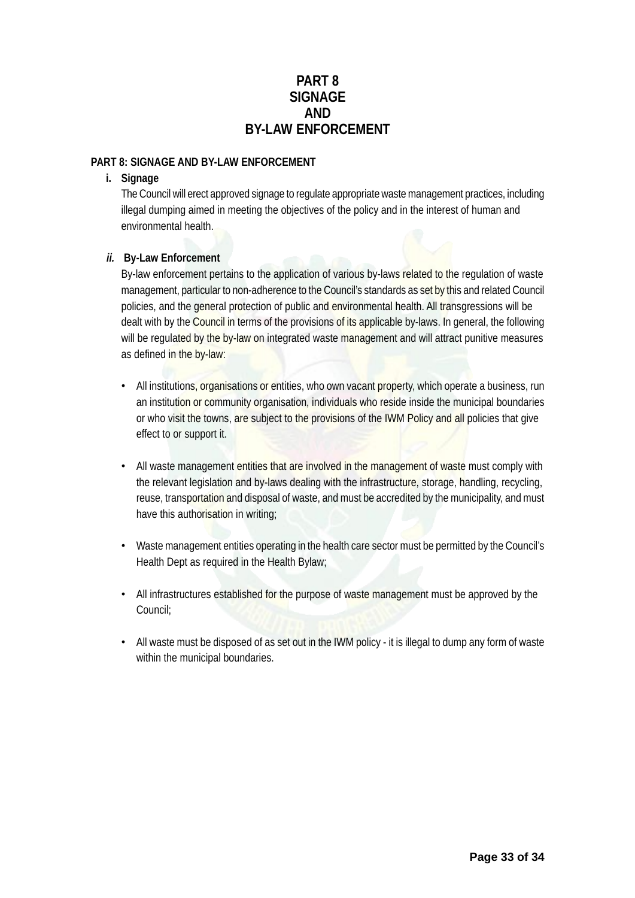# PART 8
# SIGNAGE
# AND
# BY-LAW ENFORCEMENT

**PART 8: SIGNAGE AND BY-LAW ENFORCEMENT**

**i. Signage**

The Council will erect approved signage to regulate appropriate waste management practices, including illegal dumping aimed in meeting the objectives of the policy and in the interest of human and environmental health.

***ii.* By-Law Enforcement**

By-law enforcement pertains to the application of various by-laws related to the regulation of waste management, particular to non-adherence to the Council's standards as set by this and related Council policies, and the general protection of public and environmental health. All transgressions will be dealt with by the Council in terms of the provisions of its applicable by-laws. In general, the following will be regulated by the by-law on integrated waste management and will attract punitive measures as defined in the by-law:

- All institutions, organisations or entities, who own vacant property, which operate a business, run an institution or community organisation, individuals who reside inside the municipal boundaries or who visit the towns, are subject to the provisions of the IWM Policy and all policies that give effect to or support it.

- All waste management entities that are involved in the management of waste must comply with the relevant legislation and by-laws dealing with the infrastructure, storage, handling, recycling, reuse, transportation and disposal of waste, and must be accredited by the municipality, and must have this authorisation in writing;

- Waste management entities operating in the health care sector must be permitted by the Council's Health Dept as required in the Health Bylaw;

- All infrastructures established for the purpose of waste management must be approved by the Council;

- All waste must be disposed of as set out in the IWM policy - it is illegal to dump any form of waste within the municipal boundaries.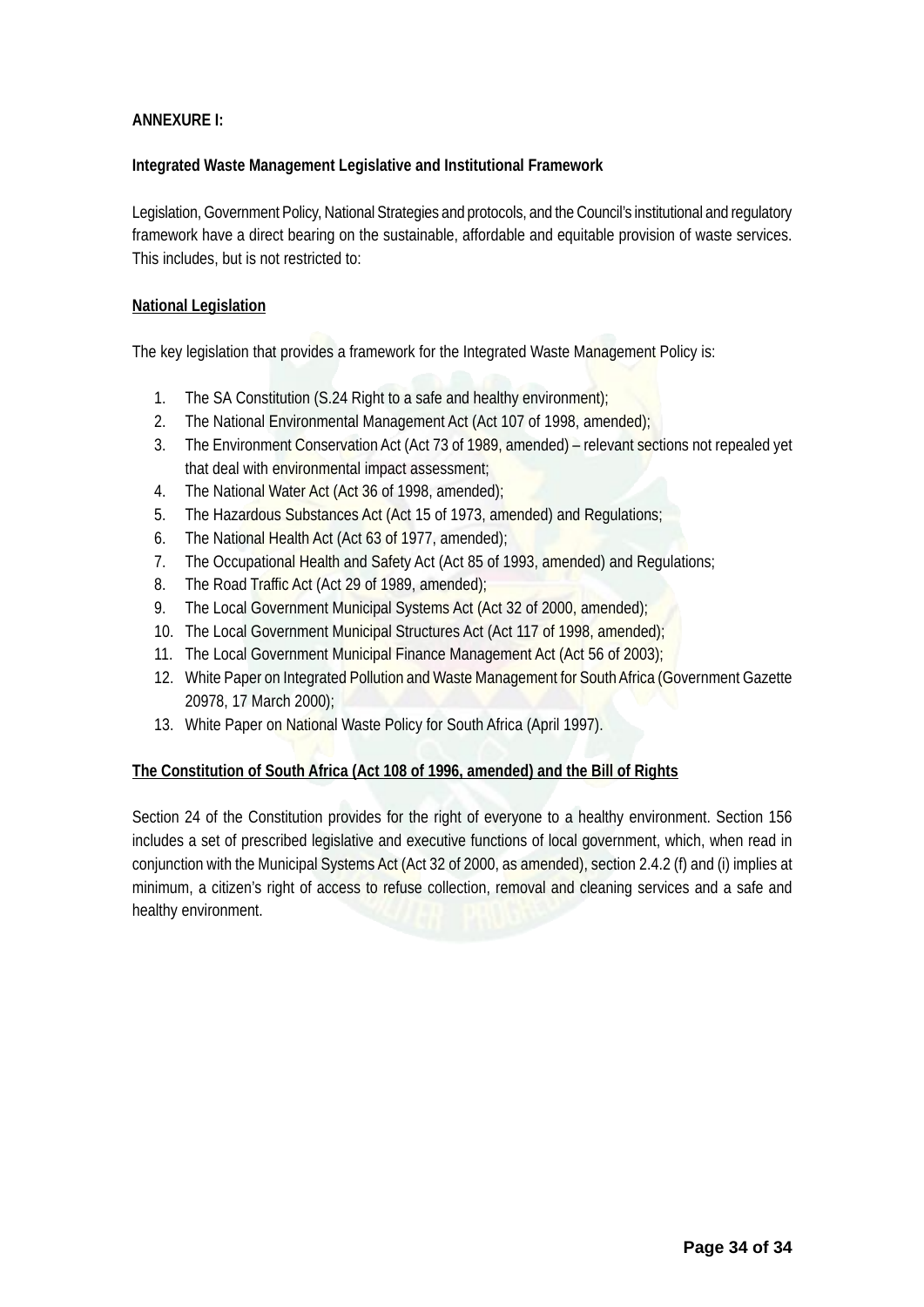**ANNEXURE I:**

**Integrated Waste Management Legislative and Institutional Framework**

Legislation, Government Policy, National Strategies and protocols, and the Council's institutional and regulatory framework have a direct bearing on the sustainable, affordable and equitable provision of waste services. This includes, but is not restricted to:

**National Legislation**

The key legislation that provides a framework for the Integrated Waste Management Policy is:

1. The SA Constitution (S.24 Right to a safe and healthy environment);
2. The National Environmental Management Act (Act 107 of 1998, amended);
3. The Environment Conservation Act (Act 73 of 1989, amended) – relevant sections not repealed yet that deal with environmental impact assessment;
4. The National Water Act (Act 36 of 1998, amended);
5. The Hazardous Substances Act (Act 15 of 1973, amended) and Regulations;
6. The National Health Act (Act 63 of 1977, amended);
7. The Occupational Health and Safety Act (Act 85 of 1993, amended) and Regulations;
8. The Road Traffic Act (Act 29 of 1989, amended);
9. The Local Government Municipal Systems Act (Act 32 of 2000, amended);
10. The Local Government Municipal Structures Act (Act 117 of 1998, amended);
11. The Local Government Municipal Finance Management Act (Act 56 of 2003);
12. White Paper on Integrated Pollution and Waste Management for South Africa (Government Gazette 20978, 17 March 2000);
13. White Paper on National Waste Policy for South Africa (April 1997).

**The Constitution of South Africa (Act 108 of 1996, amended) and the Bill of Rights**

Section 24 of the Constitution provides for the right of everyone to a healthy environment. Section 156 includes a set of prescribed legislative and executive functions of local government, which, when read in conjunction with the Municipal Systems Act (Act 32 of 2000, as amended), section 2.4.2 (f) and (i) implies at minimum, a citizen's right of access to refuse collection, removal and cleaning services and a safe and healthy environment.